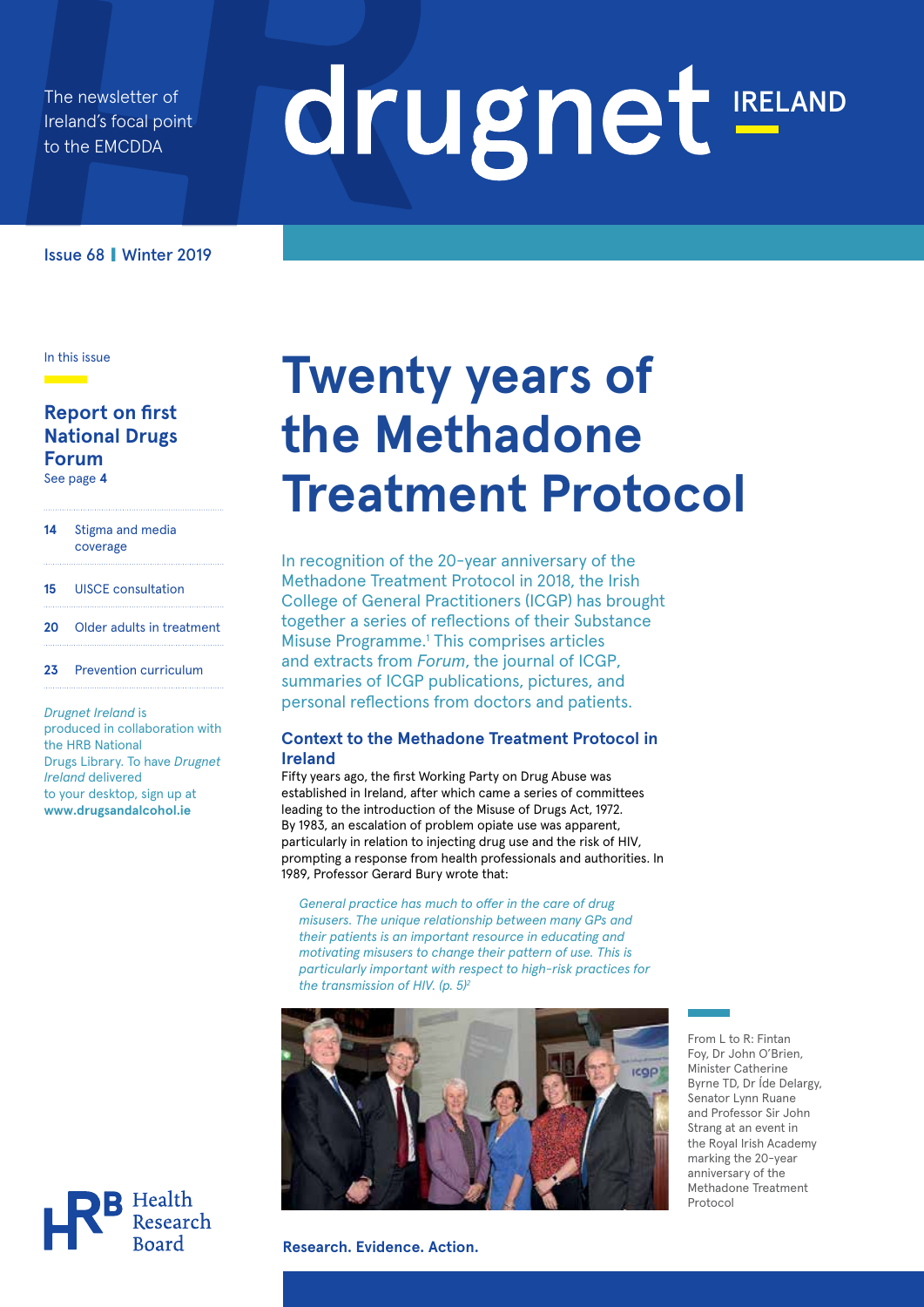The newsletter of Ireland's focal point to the EMCDDA

# drugnet IRELAND

Issue 68 | Winter 2019

In this issue

**Report on first National Drugs Forum**
See page **4**

**14** Stigma and media coverage

**15** UISCE consultation

**20** Older adults in treatment

**23** Prevention curriculum

*Drugnet Ireland* is produced in collaboration with the HRB National Drugs Library. To have *Drugnet Ireland* delivered to your desktop, sign up at **www.drugsandalcohol.ie**

# Twenty years of the Methadone Treatment Protocol

In recognition of the 20-year anniversary of the Methadone Treatment Protocol in 2018, the Irish College of General Practitioners (ICGP) has brought together a series of reflections of their Substance Misuse Programme.[1] This comprises articles and extracts from *Forum*, the journal of ICGP, summaries of ICGP publications, pictures, and personal reflections from doctors and patients.

### Context to the Methadone Treatment Protocol in Ireland

Fifty years ago, the first Working Party on Drug Abuse was established in Ireland, after which came a series of committees leading to the introduction of the Misuse of Drugs Act, 1972. By 1983, an escalation of problem opiate use was apparent, particularly in relation to injecting drug use and the risk of HIV, prompting a response from health professionals and authorities. In 1989, Professor Gerard Bury wrote that:

> *General practice has much to offer in the care of drug misusers. The unique relationship between many GPs and their patients is an important resource in educating and motivating misusers to change their pattern of use. This is particularly important with respect to high-risk practices for the transmission of HIV. (p. 5)*[2]

From L to R: Fintan Foy, Dr John O'Brien, Minister Catherine Byrne TD, Dr Íde Delargy, Senator Lynn Ruane and Professor Sir John Strang at an event in the Royal Irish Academy marking the 20-year anniversary of the Methadone Treatment Protocol

Health Research Board

**Research. Evidence. Action.**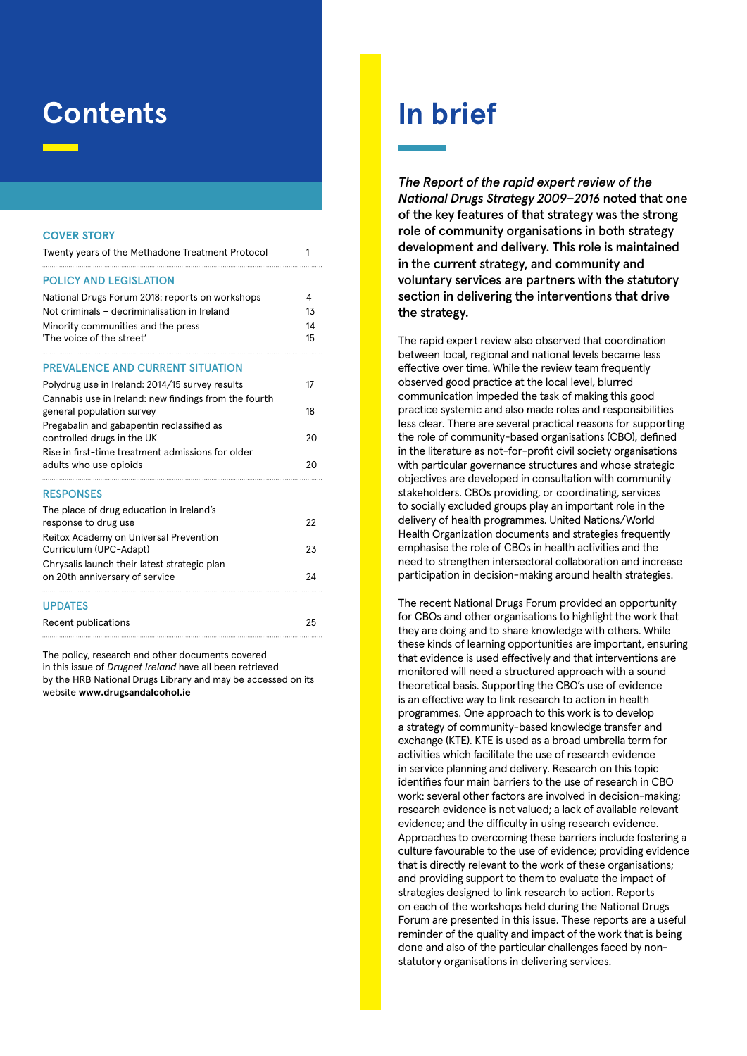# Contents

### COVER STORY

| | |
|---|---|
| Twenty years of the Methadone Treatment Protocol | 1 |

### POLICY AND LEGISLATION

| | |
|---|---|
| National Drugs Forum 2018: reports on workshops | 4 |
| Not criminals – decriminalisation in Ireland | 13 |
| Minority communities and the press | 14 |
| 'The voice of the street' | 15 |

### PREVALENCE AND CURRENT SITUATION

| | |
|---|---|
| Polydrug use in Ireland: 2014/15 survey results | 17 |
| Cannabis use in Ireland: new findings from the fourth general population survey | 18 |
| Pregabalin and gabapentin reclassified as controlled drugs in the UK | 20 |
| Rise in first-time treatment admissions for older adults who use opioids | 20 |

### RESPONSES

| | |
|---|---|
| The place of drug education in Ireland's response to drug use | 22 |
| Reitox Academy on Universal Prevention Curriculum (UPC-Adapt) | 23 |
| Chrysalis launch their latest strategic plan on 20th anniversary of service | 24 |

### UPDATES

| | |
|---|---|
| Recent publications | 25 |

The policy, research and other documents covered in this issue of *Drugnet Ireland* have all been retrieved by the HRB National Drugs Library and may be accessed on its website **www.drugsandalcohol.ie**

# In brief

***The Report of the rapid expert review of the National Drugs Strategy 2009–2016*** **noted that one of the key features of that strategy was the strong role of community organisations in both strategy development and delivery. This role is maintained in the current strategy, and community and voluntary services are partners with the statutory section in delivering the interventions that drive the strategy.**

The rapid expert review also observed that coordination between local, regional and national levels became less effective over time. While the review team frequently observed good practice at the local level, blurred communication impeded the task of making this good practice systemic and also made roles and responsibilities less clear. There are several practical reasons for supporting the role of community-based organisations (CBO), defined in the literature as not-for-profit civil society organisations with particular governance structures and whose strategic objectives are developed in consultation with community stakeholders. CBOs providing, or coordinating, services to socially excluded groups play an important role in the delivery of health programmes. United Nations/World Health Organization documents and strategies frequently emphasise the role of CBOs in health activities and the need to strengthen intersectoral collaboration and increase participation in decision-making around health strategies.

The recent National Drugs Forum provided an opportunity for CBOs and other organisations to highlight the work that they are doing and to share knowledge with others. While these kinds of learning opportunities are important, ensuring that evidence is used effectively and that interventions are monitored will need a structured approach with a sound theoretical basis. Supporting the CBO's use of evidence is an effective way to link research to action in health programmes. One approach to this work is to develop a strategy of community-based knowledge transfer and exchange (KTE). KTE is used as a broad umbrella term for activities which facilitate the use of research evidence in service planning and delivery. Research on this topic identifies four main barriers to the use of research in CBO work: several other factors are involved in decision-making; research evidence is not valued; a lack of available relevant evidence; and the difficulty in using research evidence. Approaches to overcoming these barriers include fostering a culture favourable to the use of evidence; providing evidence that is directly relevant to the work of these organisations; and providing support to them to evaluate the impact of strategies designed to link research to action. Reports on each of the workshops held during the National Drugs Forum are presented in this issue. These reports are a useful reminder of the quality and impact of the work that is being done and also of the particular challenges faced by non-statutory organisations in delivering services.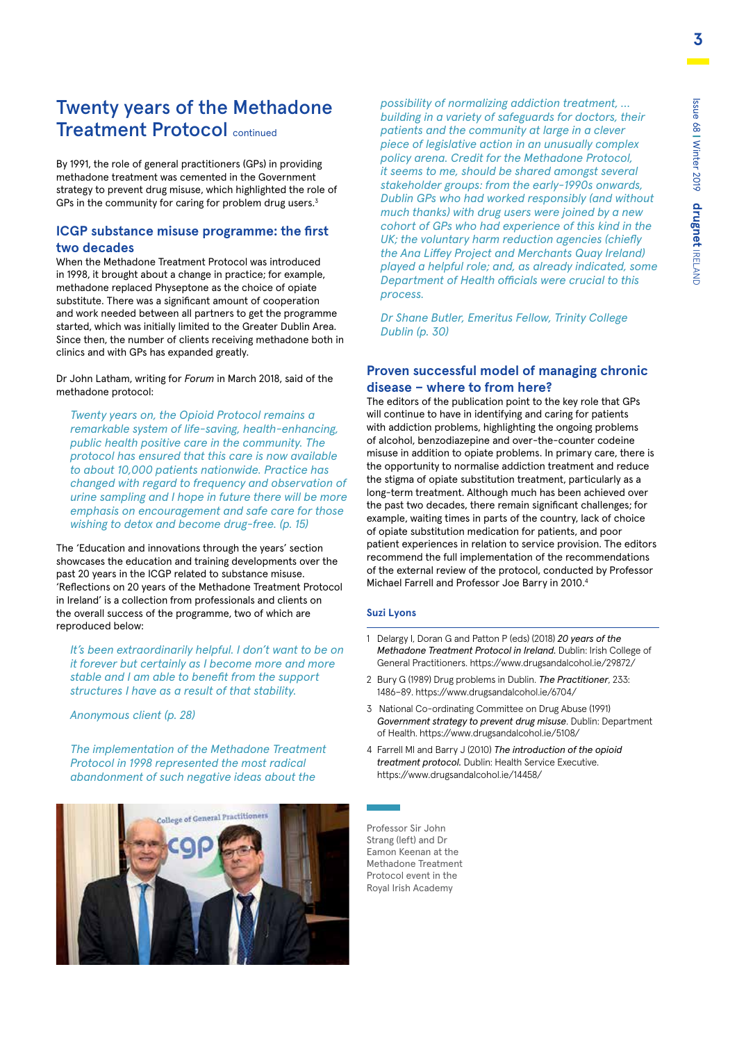# Twenty years of the Methadone Treatment Protocol continued

By 1991, the role of general practitioners (GPs) in providing methadone treatment was cemented in the Government strategy to prevent drug misuse, which highlighted the role of GPs in the community for caring for problem drug users.[3]

## ICGP substance misuse programme: the first two decades

When the Methadone Treatment Protocol was introduced in 1998, it brought about a change in practice; for example, methadone replaced Physeptone as the choice of opiate substitute. There was a significant amount of cooperation and work needed between all partners to get the programme started, which was initially limited to the Greater Dublin Area. Since then, the number of clients receiving methadone both in clinics and with GPs has expanded greatly.

Dr John Latham, writing for *Forum* in March 2018, said of the methadone protocol:

> *Twenty years on, the Opioid Protocol remains a remarkable system of life-saving, health-enhancing, public health positive care in the community. The protocol has ensured that this care is now available to about 10,000 patients nationwide. Practice has changed with regard to frequency and observation of urine sampling and I hope in future there will be more emphasis on encouragement and safe care for those wishing to detox and become drug-free. (p. 15)*

The 'Education and innovations through the years' section showcases the education and training developments over the past 20 years in the ICGP related to substance misuse. 'Reflections on 20 years of the Methadone Treatment Protocol in Ireland' is a collection from professionals and clients on the overall success of the programme, two of which are reproduced below:

> *It's been extraordinarily helpful. I don't want to be on it forever but certainly as I become more and more stable and I am able to benefit from the support structures I have as a result of that stability.*
>
> *Anonymous client (p. 28)*

> *The implementation of the Methadone Treatment Protocol in 1998 represented the most radical abandonment of such negative ideas about the possibility of normalizing addiction treatment, … building in a variety of safeguards for doctors, their patients and the community at large in a clever piece of legislative action in an unusually complex policy arena. Credit for the Methadone Protocol, it seems to me, should be shared amongst several stakeholder groups: from the early-1990s onwards, Dublin GPs who had worked responsibly (and without much thanks) with drug users were joined by a new cohort of GPs who had experience of this kind in the UK; the voluntary harm reduction agencies (chiefly the Ana Liffey Project and Merchants Quay Ireland) played a helpful role; and, as already indicated, some Department of Health officials were crucial to this process.*
>
> *Dr Shane Butler, Emeritus Fellow, Trinity College Dublin (p. 30)*

Professor Sir John Strang (left) and Dr Eamon Keenan at the Methadone Treatment Protocol event in the Royal Irish Academy

## Proven successful model of managing chronic disease – where to from here?

The editors of the publication point to the key role that GPs will continue to have in identifying and caring for patients with addiction problems, highlighting the ongoing problems of alcohol, benzodiazepine and over-the-counter codeine misuse in addition to opiate problems. In primary care, there is the opportunity to normalise addiction treatment and reduce the stigma of opiate substitution treatment, particularly as a long-term treatment. Although much has been achieved over the past two decades, there remain significant challenges; for example, waiting times in parts of the country, lack of choice of opiate substitution medication for patients, and poor patient experiences in relation to service provision. The editors recommend the full implementation of the recommendations of the external review of the protocol, conducted by Professor Michael Farrell and Professor Joe Barry in 2010.[4]

**Suzi Lyons**

1. Delargy I, Doran G and Patton P (eds) (2018) *20 years of the Methadone Treatment Protocol in Ireland.* Dublin: Irish College of General Practitioners. https://www.drugsandalcohol.ie/29872/
2. Bury G (1989) Drug problems in Dublin. *The Practitioner*, 233: 1486–89. https://www.drugsandalcohol.ie/6704/
3. National Co-ordinating Committee on Drug Abuse (1991) *Government strategy to prevent drug misuse*. Dublin: Department of Health. https://www.drugsandalcohol.ie/5108/
4. Farrell MI and Barry J (2010) *The introduction of the opioid treatment protocol.* Dublin: Health Service Executive. https://www.drugsandalcohol.ie/14458/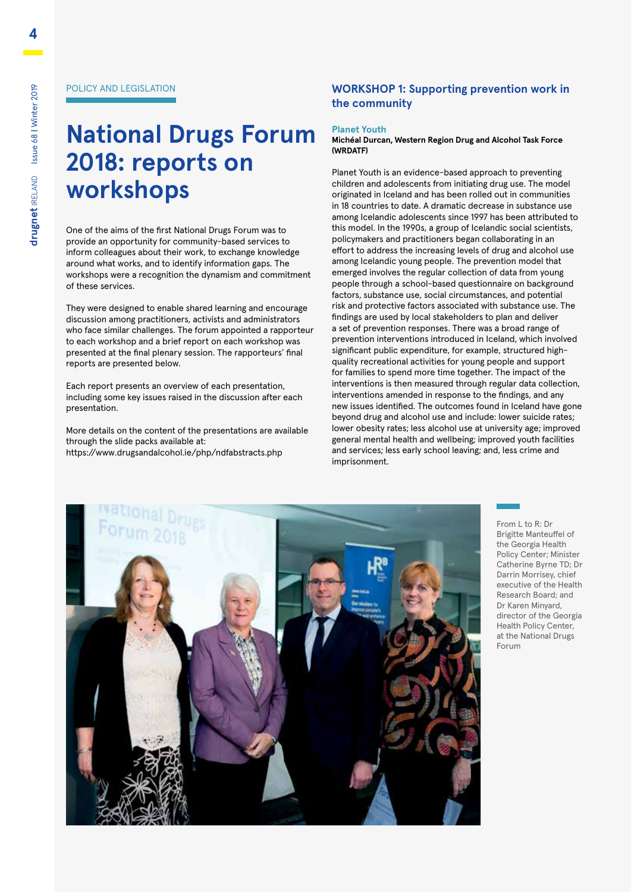POLICY AND LEGISLATION

# National Drugs Forum 2018: reports on workshops

One of the aims of the first National Drugs Forum was to provide an opportunity for community-based services to inform colleagues about their work, to exchange knowledge around what works, and to identify information gaps. The workshops were a recognition the dynamism and commitment of these services.

They were designed to enable shared learning and encourage discussion among practitioners, activists and administrators who face similar challenges. The forum appointed a rapporteur to each workshop and a brief report on each workshop was presented at the final plenary session. The rapporteurs' final reports are presented below.

Each report presents an overview of each presentation, including some key issues raised in the discussion after each presentation.

More details on the content of the presentations are available through the slide packs available at: https://www.drugsandalcohol.ie/php/ndfabstracts.php

## WORKSHOP 1: Supporting prevention work in the community

### Planet Youth

**Michéal Durcan, Western Region Drug and Alcohol Task Force (WRDATF)**

Planet Youth is an evidence-based approach to preventing children and adolescents from initiating drug use. The model originated in Iceland and has been rolled out in communities in 18 countries to date. A dramatic decrease in substance use among Icelandic adolescents since 1997 has been attributed to this model. In the 1990s, a group of Icelandic social scientists, policymakers and practitioners began collaborating in an effort to address the increasing levels of drug and alcohol use among Icelandic young people. The prevention model that emerged involves the regular collection of data from young people through a school-based questionnaire on background factors, substance use, social circumstances, and potential risk and protective factors associated with substance use. The findings are used by local stakeholders to plan and deliver a set of prevention responses. There was a broad range of prevention interventions introduced in Iceland, which involved significant public expenditure, for example, structured high-quality recreational activities for young people and support for families to spend more time together. The impact of the interventions is then measured through regular data collection, interventions amended in response to the findings, and any new issues identified. The outcomes found in Iceland have gone beyond drug and alcohol use and include: lower suicide rates; lower obesity rates; less alcohol use at university age; improved general mental health and wellbeing; improved youth facilities and services; less early school leaving; and, less crime and imprisonment.

From L to R: Dr Brigitte Manteuffel of the Georgia Health Policy Center; Minister Catherine Byrne TD; Dr Darrin Morrisey, chief executive of the Health Research Board; and Dr Karen Minyard, director of the Georgia Health Policy Center, at the National Drugs Forum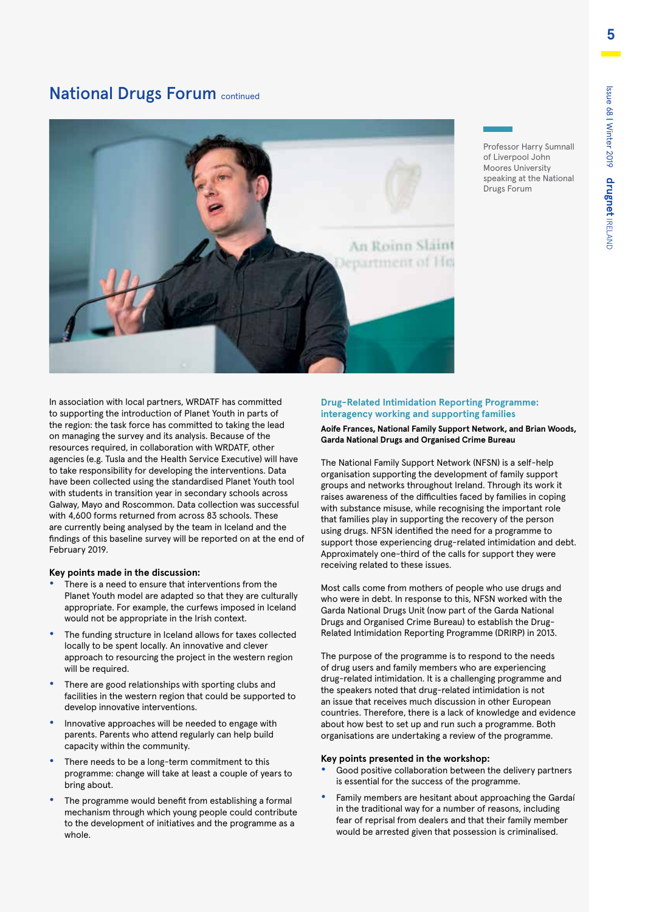## National Drugs Forum continued

Professor Harry Sumnall of Liverpool John Moores University speaking at the National Drugs Forum

In association with local partners, WRDATF has committed to supporting the introduction of Planet Youth in parts of the region: the task force has committed to taking the lead on managing the survey and its analysis. Because of the resources required, in collaboration with WRDATF, other agencies (e.g. Tusla and the Health Service Executive) will have to take responsibility for developing the interventions. Data have been collected using the standardised Planet Youth tool with students in transition year in secondary schools across Galway, Mayo and Roscommon. Data collection was successful with 4,600 forms returned from across 83 schools. These are currently being analysed by the team in Iceland and the findings of this baseline survey will be reported on at the end of February 2019.

**Key points made in the discussion:**

- There is a need to ensure that interventions from the Planet Youth model are adapted so that they are culturally appropriate. For example, the curfews imposed in Iceland would not be appropriate in the Irish context.
- The funding structure in Iceland allows for taxes collected locally to be spent locally. An innovative and clever approach to resourcing the project in the western region will be required.
- There are good relationships with sporting clubs and facilities in the western region that could be supported to develop innovative interventions.
- Innovative approaches will be needed to engage with parents. Parents who attend regularly can help build capacity within the community.
- There needs to be a long-term commitment to this programme: change will take at least a couple of years to bring about.
- The programme would benefit from establishing a formal mechanism through which young people could contribute to the development of initiatives and the programme as a whole.

### Drug-Related Intimidation Reporting Programme: interagency working and supporting families

**Aoife Frances, National Family Support Network, and Brian Woods, Garda National Drugs and Organised Crime Bureau**

The National Family Support Network (NFSN) is a self-help organisation supporting the development of family support groups and networks throughout Ireland. Through its work it raises awareness of the difficulties faced by families in coping with substance misuse, while recognising the important role that families play in supporting the recovery of the person using drugs. NFSN identified the need for a programme to support those experiencing drug-related intimidation and debt. Approximately one-third of the calls for support they were receiving related to these issues.

Most calls come from mothers of people who use drugs and who were in debt. In response to this, NFSN worked with the Garda National Drugs Unit (now part of the Garda National Drugs and Organised Crime Bureau) to establish the Drug-Related Intimidation Reporting Programme (DRIRP) in 2013.

The purpose of the programme is to respond to the needs of drug users and family members who are experiencing drug-related intimidation. It is a challenging programme and the speakers noted that drug-related intimidation is not an issue that receives much discussion in other European countries. Therefore, there is a lack of knowledge and evidence about how best to set up and run such a programme. Both organisations are undertaking a review of the programme.

**Key points presented in the workshop:**

- Good positive collaboration between the delivery partners is essential for the success of the programme.
- Family members are hesitant about approaching the Gardaí in the traditional way for a number of reasons, including fear of reprisal from dealers and that their family member would be arrested given that possession is criminalised.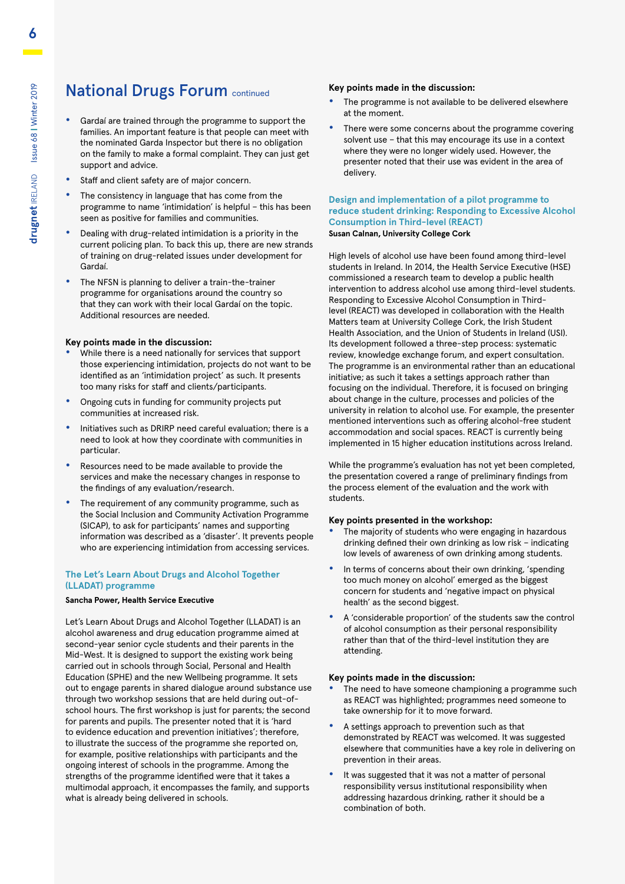# National Drugs Forum continued

- Gardaí are trained through the programme to support the families. An important feature is that people can meet with the nominated Garda Inspector but there is no obligation on the family to make a formal complaint. They can just get support and advice.
- Staff and client safety are of major concern.
- The consistency in language that has come from the programme to name 'intimidation' is helpful – this has been seen as positive for families and communities.
- Dealing with drug-related intimidation is a priority in the current policing plan. To back this up, there are new strands of training on drug-related issues under development for Gardaí.
- The NFSN is planning to deliver a train-the-trainer programme for organisations around the country so that they can work with their local Gardaí on the topic. Additional resources are needed.

**Key points made in the discussion:**

- While there is a need nationally for services that support those experiencing intimidation, projects do not want to be identified as an 'intimidation project' as such. It presents too many risks for staff and clients/participants.
- Ongoing cuts in funding for community projects put communities at increased risk.
- Initiatives such as DRIRP need careful evaluation; there is a need to look at how they coordinate with communities in particular.
- Resources need to be made available to provide the services and make the necessary changes in response to the findings of any evaluation/research.
- The requirement of any community programme, such as the Social Inclusion and Community Activation Programme (SICAP), to ask for participants' names and supporting information was described as a 'disaster'. It prevents people who are experiencing intimidation from accessing services.

### The Let's Learn About Drugs and Alcohol Together (LLADAT) programme

**Sancha Power, Health Service Executive**

Let's Learn About Drugs and Alcohol Together (LLADAT) is an alcohol awareness and drug education programme aimed at second-year senior cycle students and their parents in the Mid-West. It is designed to support the existing work being carried out in schools through Social, Personal and Health Education (SPHE) and the new Wellbeing programme. It sets out to engage parents in shared dialogue around substance use through two workshop sessions that are held during out-of-school hours. The first workshop is just for parents; the second for parents and pupils. The presenter noted that it is 'hard to evidence education and prevention initiatives'; therefore, to illustrate the success of the programme she reported on, for example, positive relationships with participants and the ongoing interest of schools in the programme. Among the strengths of the programme identified were that it takes a multimodal approach, it encompasses the family, and supports what is already being delivered in schools.

**Key points made in the discussion:**

- The programme is not available to be delivered elsewhere at the moment.
- There were some concerns about the programme covering solvent use – that this may encourage its use in a context where they were no longer widely used. However, the presenter noted that their use was evident in the area of delivery.

### Design and implementation of a pilot programme to reduce student drinking: Responding to Excessive Alcohol Consumption in Third-level (REACT)

**Susan Calnan, University College Cork**

High levels of alcohol use have been found among third-level students in Ireland. In 2014, the Health Service Executive (HSE) commissioned a research team to develop a public health intervention to address alcohol use among third-level students. Responding to Excessive Alcohol Consumption in Third-level (REACT) was developed in collaboration with the Health Matters team at University College Cork, the Irish Student Health Association, and the Union of Students in Ireland (USI). Its development followed a three-step process: systematic review, knowledge exchange forum, and expert consultation. The programme is an environmental rather than an educational initiative; as such it takes a settings approach rather than focusing on the individual. Therefore, it is focused on bringing about change in the culture, processes and policies of the university in relation to alcohol use. For example, the presenter mentioned interventions such as offering alcohol-free student accommodation and social spaces. REACT is currently being implemented in 15 higher education institutions across Ireland.

While the programme's evaluation has not yet been completed, the presentation covered a range of preliminary findings from the process element of the evaluation and the work with students.

**Key points presented in the workshop:**

- The majority of students who were engaging in hazardous drinking defined their own drinking as low risk – indicating low levels of awareness of own drinking among students.
- In terms of concerns about their own drinking, 'spending too much money on alcohol' emerged as the biggest concern for students and 'negative impact on physical health' as the second biggest.
- A 'considerable proportion' of the students saw the control of alcohol consumption as their personal responsibility rather than that of the third-level institution they are attending.

**Key points made in the discussion:**

- The need to have someone championing a programme such as REACT was highlighted; programmes need someone to take ownership for it to move forward.
- A settings approach to prevention such as that demonstrated by REACT was welcomed. It was suggested elsewhere that communities have a key role in delivering on prevention in their areas.
- It was suggested that it was not a matter of personal responsibility versus institutional responsibility when addressing hazardous drinking, rather it should be a combination of both.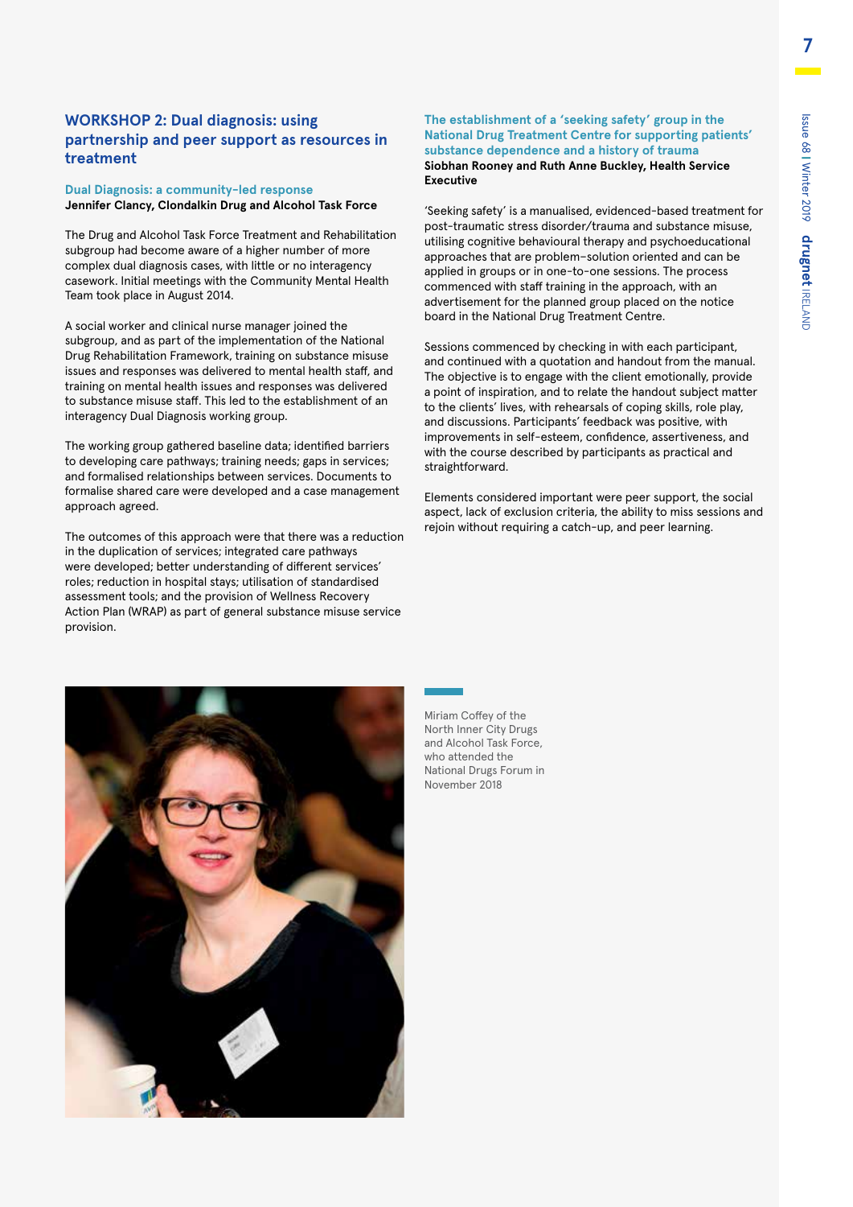## WORKSHOP 2: Dual diagnosis: using partnership and peer support as resources in treatment

### Dual Diagnosis: a community-led response

**Jennifer Clancy, Clondalkin Drug and Alcohol Task Force**

The Drug and Alcohol Task Force Treatment and Rehabilitation subgroup had become aware of a higher number of more complex dual diagnosis cases, with little or no interagency casework. Initial meetings with the Community Mental Health Team took place in August 2014.

A social worker and clinical nurse manager joined the subgroup, and as part of the implementation of the National Drug Rehabilitation Framework, training on substance misuse issues and responses was delivered to mental health staff, and training on mental health issues and responses was delivered to substance misuse staff. This led to the establishment of an interagency Dual Diagnosis working group.

The working group gathered baseline data; identified barriers to developing care pathways; training needs; gaps in services; and formalised relationships between services. Documents to formalise shared care were developed and a case management approach agreed.

The outcomes of this approach were that there was a reduction in the duplication of services; integrated care pathways were developed; better understanding of different services' roles; reduction in hospital stays; utilisation of standardised assessment tools; and the provision of Wellness Recovery Action Plan (WRAP) as part of general substance misuse service provision.

### The establishment of a 'seeking safety' group in the National Drug Treatment Centre for supporting patients' substance dependence and a history of trauma

**Siobhan Rooney and Ruth Anne Buckley, Health Service Executive**

'Seeking safety' is a manualised, evidenced-based treatment for post-traumatic stress disorder/trauma and substance misuse, utilising cognitive behavioural therapy and psychoeducational approaches that are problem–solution oriented and can be applied in groups or in one-to-one sessions. The process commenced with staff training in the approach, with an advertisement for the planned group placed on the notice board in the National Drug Treatment Centre.

Sessions commenced by checking in with each participant, and continued with a quotation and handout from the manual. The objective is to engage with the client emotionally, provide a point of inspiration, and to relate the handout subject matter to the clients' lives, with rehearsals of coping skills, role play, and discussions. Participants' feedback was positive, with improvements in self-esteem, confidence, assertiveness, and with the course described by participants as practical and straightforward.

Elements considered important were peer support, the social aspect, lack of exclusion criteria, the ability to miss sessions and rejoin without requiring a catch-up, and peer learning.

Miriam Coffey of the North Inner City Drugs and Alcohol Task Force, who attended the National Drugs Forum in November 2018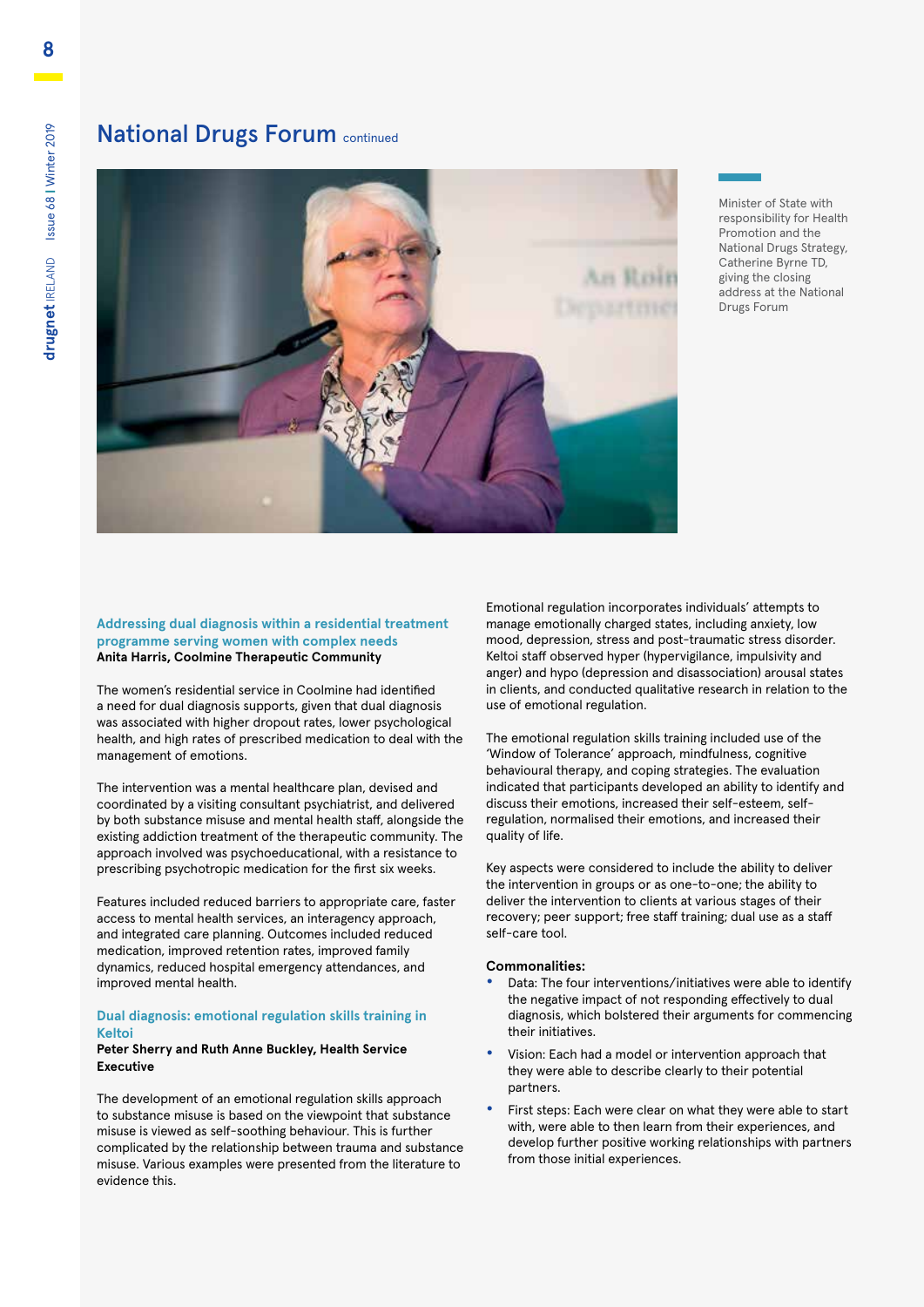## National Drugs Forum continued

Minister of State with responsibility for Health Promotion and the National Drugs Strategy, Catherine Byrne TD, giving the closing address at the National Drugs Forum

### Addressing dual diagnosis within a residential treatment programme serving women with complex needs

**Anita Harris, Coolmine Therapeutic Community**

The women's residential service in Coolmine had identified a need for dual diagnosis supports, given that dual diagnosis was associated with higher dropout rates, lower psychological health, and high rates of prescribed medication to deal with the management of emotions.

The intervention was a mental healthcare plan, devised and coordinated by a visiting consultant psychiatrist, and delivered by both substance misuse and mental health staff, alongside the existing addiction treatment of the therapeutic community. The approach involved was psychoeducational, with a resistance to prescribing psychotropic medication for the first six weeks.

Features included reduced barriers to appropriate care, faster access to mental health services, an interagency approach, and integrated care planning. Outcomes included reduced medication, improved retention rates, improved family dynamics, reduced hospital emergency attendances, and improved mental health.

### Dual diagnosis: emotional regulation skills training in Keltoi

**Peter Sherry and Ruth Anne Buckley, Health Service Executive**

The development of an emotional regulation skills approach to substance misuse is based on the viewpoint that substance misuse is viewed as self-soothing behaviour. This is further complicated by the relationship between trauma and substance misuse. Various examples were presented from the literature to evidence this.

Emotional regulation incorporates individuals' attempts to manage emotionally charged states, including anxiety, low mood, depression, stress and post-traumatic stress disorder. Keltoi staff observed hyper (hypervigilance, impulsivity and anger) and hypo (depression and disassociation) arousal states in clients, and conducted qualitative research in relation to the use of emotional regulation.

The emotional regulation skills training included use of the 'Window of Tolerance' approach, mindfulness, cognitive behavioural therapy, and coping strategies. The evaluation indicated that participants developed an ability to identify and discuss their emotions, increased their self-esteem, self-regulation, normalised their emotions, and increased their quality of life.

Key aspects were considered to include the ability to deliver the intervention in groups or as one-to-one; the ability to deliver the intervention to clients at various stages of their recovery; peer support; free staff training; dual use as a staff self-care tool.

**Commonalities:**

- Data: The four interventions/initiatives were able to identify the negative impact of not responding effectively to dual diagnosis, which bolstered their arguments for commencing their initiatives.
- Vision: Each had a model or intervention approach that they were able to describe clearly to their potential partners.
- First steps: Each were clear on what they were able to start with, were able to then learn from their experiences, and develop further positive working relationships with partners from those initial experiences.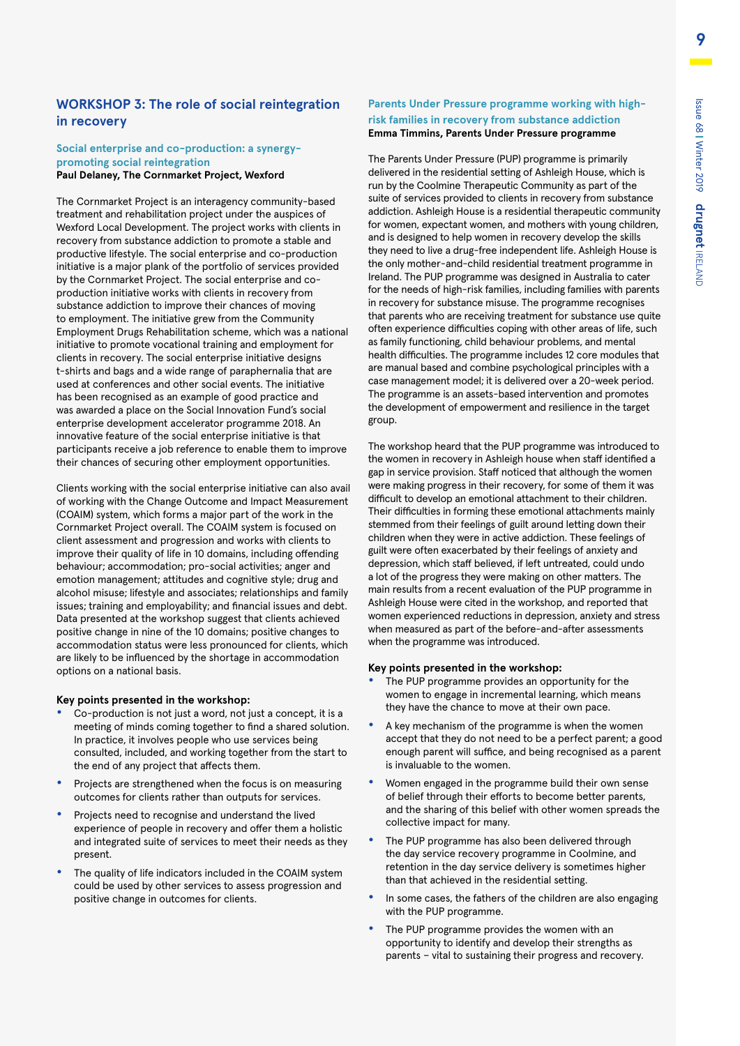## WORKSHOP 3: The role of social reintegration in recovery

### Social enterprise and co-production: a synergy-promoting social reintegration

**Paul Delaney, The Cornmarket Project, Wexford**

The Cornmarket Project is an interagency community-based treatment and rehabilitation project under the auspices of Wexford Local Development. The project works with clients in recovery from substance addiction to promote a stable and productive lifestyle. The social enterprise and co-production initiative is a major plank of the portfolio of services provided by the Cornmarket Project. The social enterprise and co-production initiative works with clients in recovery from substance addiction to improve their chances of moving to employment. The initiative grew from the Community Employment Drugs Rehabilitation scheme, which was a national initiative to promote vocational training and employment for clients in recovery. The social enterprise initiative designs t-shirts and bags and a wide range of paraphernalia that are used at conferences and other social events. The initiative has been recognised as an example of good practice and was awarded a place on the Social Innovation Fund's social enterprise development accelerator programme 2018. An innovative feature of the social enterprise initiative is that participants receive a job reference to enable them to improve their chances of securing other employment opportunities.

Clients working with the social enterprise initiative can also avail of working with the Change Outcome and Impact Measurement (COAIM) system, which forms a major part of the work in the Cornmarket Project overall. The COAIM system is focused on client assessment and progression and works with clients to improve their quality of life in 10 domains, including offending behaviour; accommodation; pro-social activities; anger and emotion management; attitudes and cognitive style; drug and alcohol misuse; lifestyle and associates; relationships and family issues; training and employability; and financial issues and debt. Data presented at the workshop suggest that clients achieved positive change in nine of the 10 domains; positive changes to accommodation status were less pronounced for clients, which are likely to be influenced by the shortage in accommodation options on a national basis.

**Key points presented in the workshop:**

- Co-production is not just a word, not just a concept, it is a meeting of minds coming together to find a shared solution. In practice, it involves people who use services being consulted, included, and working together from the start to the end of any project that affects them.
- Projects are strengthened when the focus is on measuring outcomes for clients rather than outputs for services.
- Projects need to recognise and understand the lived experience of people in recovery and offer them a holistic and integrated suite of services to meet their needs as they present.
- The quality of life indicators included in the COAIM system could be used by other services to assess progression and positive change in outcomes for clients.

### Parents Under Pressure programme working with high-risk families in recovery from substance addiction

**Emma Timmins, Parents Under Pressure programme**

The Parents Under Pressure (PUP) programme is primarily delivered in the residential setting of Ashleigh House, which is run by the Coolmine Therapeutic Community as part of the suite of services provided to clients in recovery from substance addiction. Ashleigh House is a residential therapeutic community for women, expectant women, and mothers with young children, and is designed to help women in recovery develop the skills they need to live a drug-free independent life. Ashleigh House is the only mother-and-child residential treatment programme in Ireland. The PUP programme was designed in Australia to cater for the needs of high-risk families, including families with parents in recovery for substance misuse. The programme recognises that parents who are receiving treatment for substance use quite often experience difficulties coping with other areas of life, such as family functioning, child behaviour problems, and mental health difficulties. The programme includes 12 core modules that are manual based and combine psychological principles with a case management model; it is delivered over a 20-week period. The programme is an assets-based intervention and promotes the development of empowerment and resilience in the target group.

The workshop heard that the PUP programme was introduced to the women in recovery in Ashleigh house when staff identified a gap in service provision. Staff noticed that although the women were making progress in their recovery, for some of them it was difficult to develop an emotional attachment to their children. Their difficulties in forming these emotional attachments mainly stemmed from their feelings of guilt around letting down their children when they were in active addiction. These feelings of guilt were often exacerbated by their feelings of anxiety and depression, which staff believed, if left untreated, could undo a lot of the progress they were making on other matters. The main results from a recent evaluation of the PUP programme in Ashleigh House were cited in the workshop, and reported that women experienced reductions in depression, anxiety and stress when measured as part of the before-and-after assessments when the programme was introduced.

**Key points presented in the workshop:**

- The PUP programme provides an opportunity for the women to engage in incremental learning, which means they have the chance to move at their own pace.
- A key mechanism of the programme is when the women accept that they do not need to be a perfect parent; a good enough parent will suffice, and being recognised as a parent is invaluable to the women.
- Women engaged in the programme build their own sense of belief through their efforts to become better parents, and the sharing of this belief with other women spreads the collective impact for many.
- The PUP programme has also been delivered through the day service recovery programme in Coolmine, and retention in the day service delivery is sometimes higher than that achieved in the residential setting.
- In some cases, the fathers of the children are also engaging with the PUP programme.
- The PUP programme provides the women with an opportunity to identify and develop their strengths as parents – vital to sustaining their progress and recovery.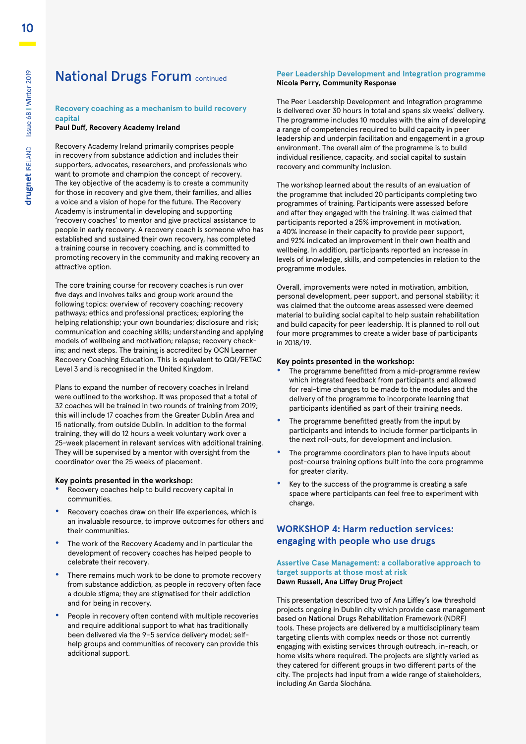# National Drugs Forum continued

### Recovery coaching as a mechanism to build recovery capital

**Paul Duff, Recovery Academy Ireland**

Recovery Academy Ireland primarily comprises people in recovery from substance addiction and includes their supporters, advocates, researchers, and professionals who want to promote and champion the concept of recovery. The key objective of the academy is to create a community for those in recovery and give them, their families, and allies a voice and a vision of hope for the future. The Recovery Academy is instrumental in developing and supporting 'recovery coaches' to mentor and give practical assistance to people in early recovery. A recovery coach is someone who has established and sustained their own recovery, has completed a training course in recovery coaching, and is committed to promoting recovery in the community and making recovery an attractive option.

The core training course for recovery coaches is run over five days and involves talks and group work around the following topics: overview of recovery coaching; recovery pathways; ethics and professional practices; exploring the helping relationship; your own boundaries; disclosure and risk; communication and coaching skills; understanding and applying models of wellbeing and motivation; relapse; recovery check-ins; and next steps. The training is accredited by OCN Learner Recovery Coaching Education. This is equivalent to QQI/FETAC Level 3 and is recognised in the United Kingdom.

Plans to expand the number of recovery coaches in Ireland were outlined to the workshop. It was proposed that a total of 32 coaches will be trained in two rounds of training from 2019; this will include 17 coaches from the Greater Dublin Area and 15 nationally, from outside Dublin. In addition to the formal training, they will do 12 hours a week voluntary work over a 25-week placement in relevant services with additional training. They will be supervised by a mentor with oversight from the coordinator over the 25 weeks of placement.

**Key points presented in the workshop:**

- Recovery coaches help to build recovery capital in communities.
- Recovery coaches draw on their life experiences, which is an invaluable resource, to improve outcomes for others and their communities.
- The work of the Recovery Academy and in particular the development of recovery coaches has helped people to celebrate their recovery.
- There remains much work to be done to promote recovery from substance addiction, as people in recovery often face a double stigma; they are stigmatised for their addiction and for being in recovery.
- People in recovery often contend with multiple recoveries and require additional support to what has traditionally been delivered via the 9–5 service delivery model; self-help groups and communities of recovery can provide this additional support.

### Peer Leadership Development and Integration programme

**Nicola Perry, Community Response**

The Peer Leadership Development and Integration programme is delivered over 30 hours in total and spans six weeks' delivery. The programme includes 10 modules with the aim of developing a range of competencies required to build capacity in peer leadership and underpin facilitation and engagement in a group environment. The overall aim of the programme is to build individual resilience, capacity, and social capital to sustain recovery and community inclusion.

The workshop learned about the results of an evaluation of the programme that included 20 participants completing two programmes of training. Participants were assessed before and after they engaged with the training. It was claimed that participants reported a 25% improvement in motivation, a 40% increase in their capacity to provide peer support, and 92% indicated an improvement in their own health and wellbeing. In addition, participants reported an increase in levels of knowledge, skills, and competencies in relation to the programme modules.

Overall, improvements were noted in motivation, ambition, personal development, peer support, and personal stability; it was claimed that the outcome areas assessed were deemed material to building social capital to help sustain rehabilitation and build capacity for peer leadership. It is planned to roll out four more programmes to create a wider base of participants in 2018/19.

**Key points presented in the workshop:**

- The programme benefitted from a mid-programme review which integrated feedback from participants and allowed for real-time changes to be made to the modules and the delivery of the programme to incorporate learning that participants identified as part of their training needs.
- The programme benefitted greatly from the input by participants and intends to include former participants in the next roll-outs, for development and inclusion.
- The programme coordinators plan to have inputs about post-course training options built into the core programme for greater clarity.
- Key to the success of the programme is creating a safe space where participants can feel free to experiment with change.

## WORKSHOP 4: Harm reduction services: engaging with people who use drugs

### Assertive Case Management: a collaborative approach to target supports at those most at risk

**Dawn Russell, Ana Liffey Drug Project**

This presentation described two of Ana Liffey's low threshold projects ongoing in Dublin city which provide case management based on National Drugs Rehabilitation Framework (NDRF) tools. These projects are delivered by a multidisciplinary team targeting clients with complex needs or those not currently engaging with existing services through outreach, in-reach, or home visits where required. The projects are slightly varied as they catered for different groups in two different parts of the city. The projects had input from a wide range of stakeholders, including An Garda Síochána.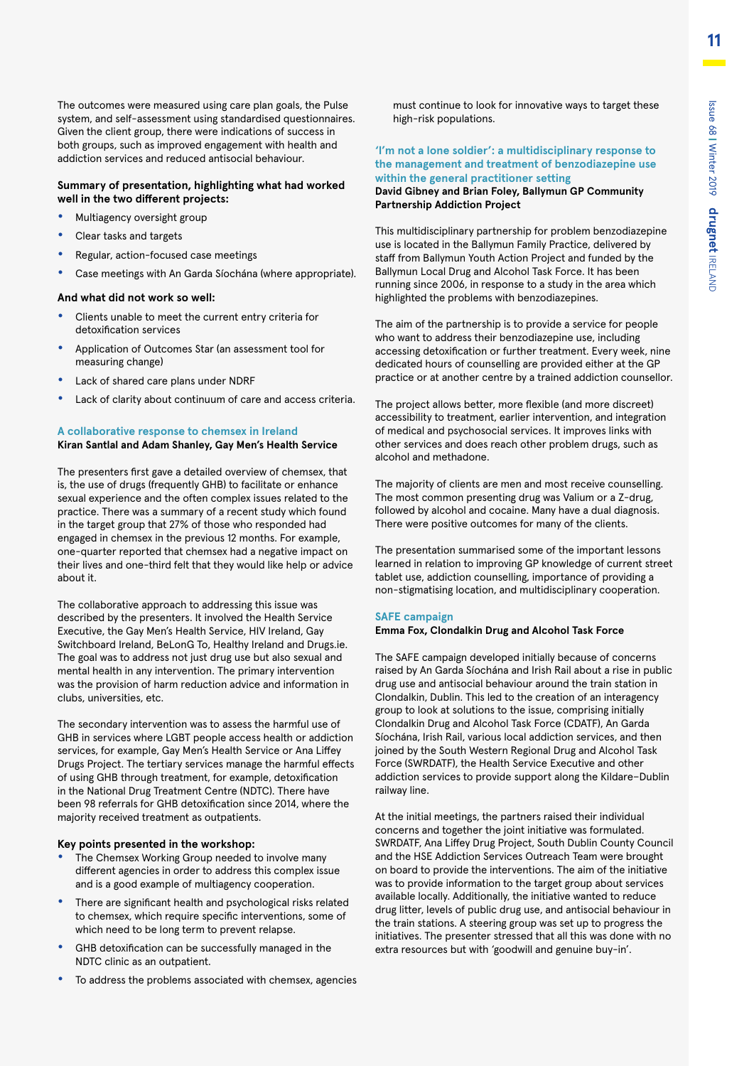The outcomes were measured using care plan goals, the Pulse system, and self-assessment using standardised questionnaires. Given the client group, there were indications of success in both groups, such as improved engagement with health and addiction services and reduced antisocial behaviour.

**Summary of presentation, highlighting what had worked well in the two different projects:**

- Multiagency oversight group
- Clear tasks and targets
- Regular, action-focused case meetings
- Case meetings with An Garda Síochána (where appropriate).

**And what did not work so well:**

- Clients unable to meet the current entry criteria for detoxification services
- Application of Outcomes Star (an assessment tool for measuring change)
- Lack of shared care plans under NDRF
- Lack of clarity about continuum of care and access criteria.

### A collaborative response to chemsex in Ireland

**Kiran Santlal and Adam Shanley, Gay Men's Health Service**

The presenters first gave a detailed overview of chemsex, that is, the use of drugs (frequently GHB) to facilitate or enhance sexual experience and the often complex issues related to the practice. There was a summary of a recent study which found in the target group that 27% of those who responded had engaged in chemsex in the previous 12 months. For example, one-quarter reported that chemsex had a negative impact on their lives and one-third felt that they would like help or advice about it.

The collaborative approach to addressing this issue was described by the presenters. It involved the Health Service Executive, the Gay Men's Health Service, HIV Ireland, Gay Switchboard Ireland, BeLonG To, Healthy Ireland and Drugs.ie. The goal was to address not just drug use but also sexual and mental health in any intervention. The primary intervention was the provision of harm reduction advice and information in clubs, universities, etc.

The secondary intervention was to assess the harmful use of GHB in services where LGBT people access health or addiction services, for example, Gay Men's Health Service or Ana Liffey Drugs Project. The tertiary services manage the harmful effects of using GHB through treatment, for example, detoxification in the National Drug Treatment Centre (NDTC). There have been 98 referrals for GHB detoxification since 2014, where the majority received treatment as outpatients.

**Key points presented in the workshop:**

- The Chemsex Working Group needed to involve many different agencies in order to address this complex issue and is a good example of multiagency cooperation.
- There are significant health and psychological risks related to chemsex, which require specific interventions, some of which need to be long term to prevent relapse.
- GHB detoxification can be successfully managed in the NDTC clinic as an outpatient.
- To address the problems associated with chemsex, agencies must continue to look for innovative ways to target these high-risk populations.

### 'I'm not a lone soldier': a multidisciplinary response to the management and treatment of benzodiazepine use within the general practitioner setting

**David Gibney and Brian Foley, Ballymun GP Community Partnership Addiction Project**

This multidisciplinary partnership for problem benzodiazepine use is located in the Ballymun Family Practice, delivered by staff from Ballymun Youth Action Project and funded by the Ballymun Local Drug and Alcohol Task Force. It has been running since 2006, in response to a study in the area which highlighted the problems with benzodiazepines.

The aim of the partnership is to provide a service for people who want to address their benzodiazepine use, including accessing detoxification or further treatment. Every week, nine dedicated hours of counselling are provided either at the GP practice or at another centre by a trained addiction counsellor.

The project allows better, more flexible (and more discreet) accessibility to treatment, earlier intervention, and integration of medical and psychosocial services. It improves links with other services and does reach other problem drugs, such as alcohol and methadone.

The majority of clients are men and most receive counselling. The most common presenting drug was Valium or a Z-drug, followed by alcohol and cocaine. Many have a dual diagnosis. There were positive outcomes for many of the clients.

The presentation summarised some of the important lessons learned in relation to improving GP knowledge of current street tablet use, addiction counselling, importance of providing a non-stigmatising location, and multidisciplinary cooperation.

### SAFE campaign

**Emma Fox, Clondalkin Drug and Alcohol Task Force**

The SAFE campaign developed initially because of concerns raised by An Garda Síochána and Irish Rail about a rise in public drug use and antisocial behaviour around the train station in Clondalkin, Dublin. This led to the creation of an interagency group to look at solutions to the issue, comprising initially Clondalkin Drug and Alcohol Task Force (CDATF), An Garda Síochána, Irish Rail, various local addiction services, and then joined by the South Western Regional Drug and Alcohol Task Force (SWRDATF), the Health Service Executive and other addiction services to provide support along the Kildare–Dublin railway line.

At the initial meetings, the partners raised their individual concerns and together the joint initiative was formulated. SWRDATF, Ana Liffey Drug Project, South Dublin County Council and the HSE Addiction Services Outreach Team were brought on board to provide the interventions. The aim of the initiative was to provide information to the target group about services available locally. Additionally, the initiative wanted to reduce drug litter, levels of public drug use, and antisocial behaviour in the train stations. A steering group was set up to progress the initiatives. The presenter stressed that all this was done with no extra resources but with 'goodwill and genuine buy-in'.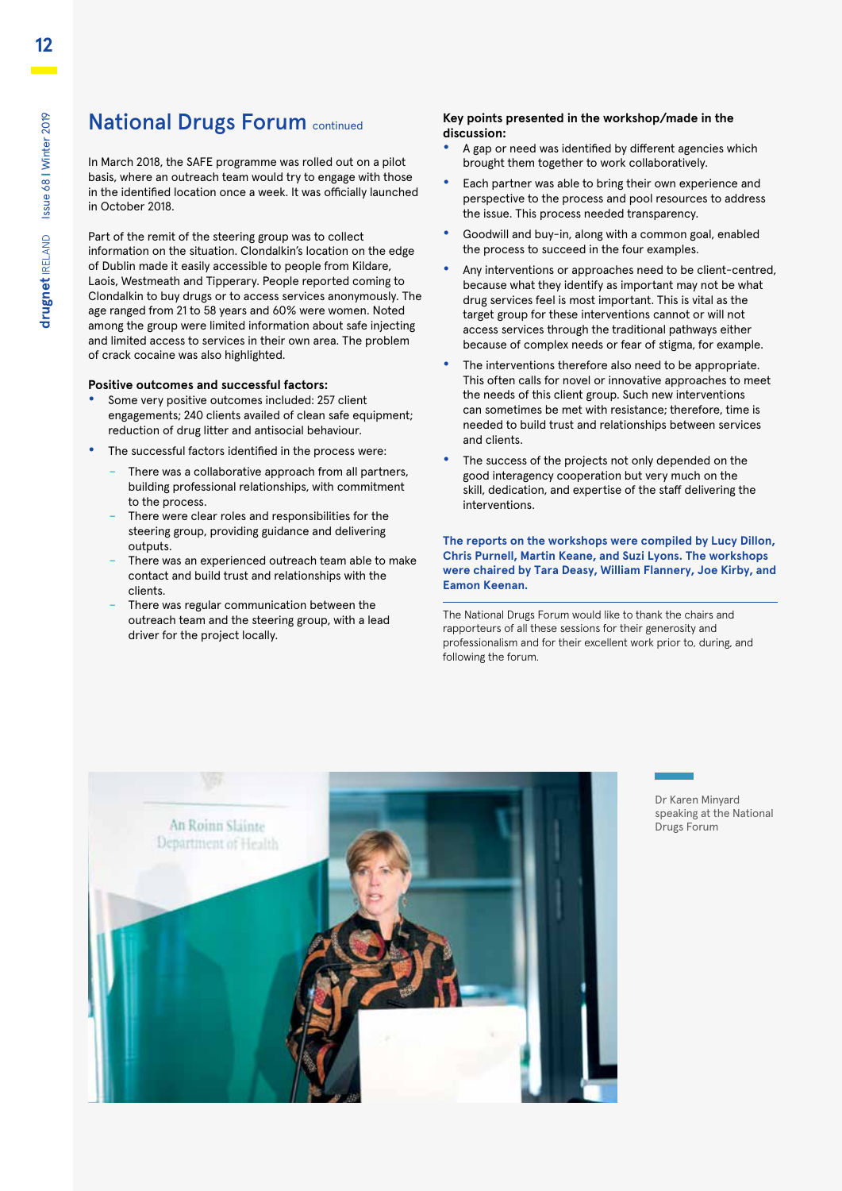## National Drugs Forum continued

In March 2018, the SAFE programme was rolled out on a pilot basis, where an outreach team would try to engage with those in the identified location once a week. It was officially launched in October 2018.

Part of the remit of the steering group was to collect information on the situation. Clondalkin's location on the edge of Dublin made it easily accessible to people from Kildare, Laois, Westmeath and Tipperary. People reported coming to Clondalkin to buy drugs or to access services anonymously. The age ranged from 21 to 58 years and 60% were women. Noted among the group were limited information about safe injecting and limited access to services in their own area. The problem of crack cocaine was also highlighted.

**Positive outcomes and successful factors:**

- Some very positive outcomes included: 257 client engagements; 240 clients availed of clean safe equipment; reduction of drug litter and antisocial behaviour.
- The successful factors identified in the process were:
  - There was a collaborative approach from all partners, building professional relationships, with commitment to the process.
  - There were clear roles and responsibilities for the steering group, providing guidance and delivering outputs.
  - There was an experienced outreach team able to make contact and build trust and relationships with the clients.
  - There was regular communication between the outreach team and the steering group, with a lead driver for the project locally.

**Key points presented in the workshop/made in the discussion:**

- A gap or need was identified by different agencies which brought them together to work collaboratively.
- Each partner was able to bring their own experience and perspective to the process and pool resources to address the issue. This process needed transparency.
- Goodwill and buy-in, along with a common goal, enabled the process to succeed in the four examples.
- Any interventions or approaches need to be client-centred, because what they identify as important may not be what drug services feel is most important. This is vital as the target group for these interventions cannot or will not access services through the traditional pathways either because of complex needs or fear of stigma, for example.
- The interventions therefore also need to be appropriate. This often calls for novel or innovative approaches to meet the needs of this client group. Such new interventions can sometimes be met with resistance; therefore, time is needed to build trust and relationships between services and clients.
- The success of the projects not only depended on the good interagency cooperation but very much on the skill, dedication, and expertise of the staff delivering the interventions.

**The reports on the workshops were compiled by Lucy Dillon, Chris Purnell, Martin Keane, and Suzi Lyons. The workshops were chaired by Tara Deasy, William Flannery, Joe Kirby, and Eamon Keenan.**

The National Drugs Forum would like to thank the chairs and rapporteurs of all these sessions for their generosity and professionalism and for their excellent work prior to, during, and following the forum.

Dr Karen Minyard speaking at the National Drugs Forum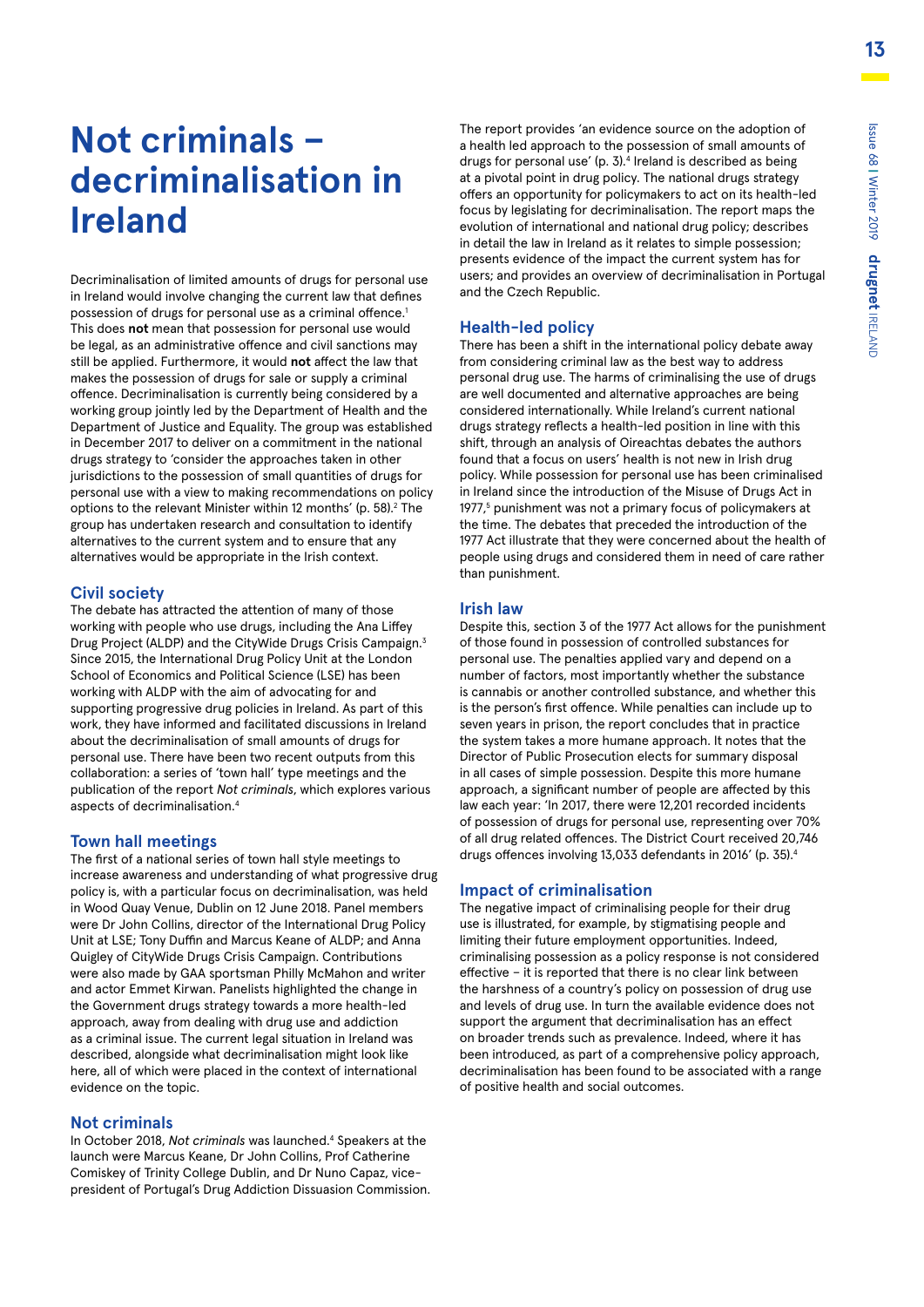# Not criminals – decriminalisation in Ireland

Decriminalisation of limited amounts of drugs for personal use in Ireland would involve changing the current law that defines possession of drugs for personal use as a criminal offence.[1] This does **not** mean that possession for personal use would be legal, as an administrative offence and civil sanctions may still be applied. Furthermore, it would **not** affect the law that makes the possession of drugs for sale or supply a criminal offence. Decriminalisation is currently being considered by a working group jointly led by the Department of Health and the Department of Justice and Equality. The group was established in December 2017 to deliver on a commitment in the national drugs strategy to 'consider the approaches taken in other jurisdictions to the possession of small quantities of drugs for personal use with a view to making recommendations on policy options to the relevant Minister within 12 months' (p. 58).[2] The group has undertaken research and consultation to identify alternatives to the current system and to ensure that any alternatives would be appropriate in the Irish context.

## Civil society

The debate has attracted the attention of many of those working with people who use drugs, including the Ana Liffey Drug Project (ALDP) and the CityWide Drugs Crisis Campaign.[3] Since 2015, the International Drug Policy Unit at the London School of Economics and Political Science (LSE) has been working with ALDP with the aim of advocating for and supporting progressive drug policies in Ireland. As part of this work, they have informed and facilitated discussions in Ireland about the decriminalisation of small amounts of drugs for personal use. There have been two recent outputs from this collaboration: a series of 'town hall' type meetings and the publication of the report *Not criminals*, which explores various aspects of decriminalisation.[4]

## Town hall meetings

The first of a national series of town hall style meetings to increase awareness and understanding of what progressive drug policy is, with a particular focus on decriminalisation, was held in Wood Quay Venue, Dublin on 12 June 2018. Panel members were Dr John Collins, director of the International Drug Policy Unit at LSE; Tony Duffin and Marcus Keane of ALDP; and Anna Quigley of CityWide Drugs Crisis Campaign. Contributions were also made by GAA sportsman Philly McMahon and writer and actor Emmet Kirwan. Panelists highlighted the change in the Government drugs strategy towards a more health-led approach, away from dealing with drug use and addiction as a criminal issue. The current legal situation in Ireland was described, alongside what decriminalisation might look like here, all of which were placed in the context of international evidence on the topic.

## Not criminals

In October 2018, *Not criminals* was launched.[4] Speakers at the launch were Marcus Keane, Dr John Collins, Prof Catherine Comiskey of Trinity College Dublin, and Dr Nuno Capaz, vice-president of Portugal's Drug Addiction Dissuasion Commission.

The report provides 'an evidence source on the adoption of a health led approach to the possession of small amounts of drugs for personal use' (p. 3).[4] Ireland is described as being at a pivotal point in drug policy. The national drugs strategy offers an opportunity for policymakers to act on its health-led focus by legislating for decriminalisation. The report maps the evolution of international and national drug policy; describes in detail the law in Ireland as it relates to simple possession; presents evidence of the impact the current system has for users; and provides an overview of decriminalisation in Portugal and the Czech Republic.

## Health-led policy

There has been a shift in the international policy debate away from considering criminal law as the best way to address personal drug use. The harms of criminalising the use of drugs are well documented and alternative approaches are being considered internationally. While Ireland's current national drugs strategy reflects a health-led position in line with this shift, through an analysis of Oireachtas debates the authors found that a focus on users' health is not new in Irish drug policy. While possession for personal use has been criminalised in Ireland since the introduction of the Misuse of Drugs Act in 1977,[5] punishment was not a primary focus of policymakers at the time. The debates that preceded the introduction of the 1977 Act illustrate that they were concerned about the health of people using drugs and considered them in need of care rather than punishment.

## Irish law

Despite this, section 3 of the 1977 Act allows for the punishment of those found in possession of controlled substances for personal use. The penalties applied vary and depend on a number of factors, most importantly whether the substance is cannabis or another controlled substance, and whether this is the person's first offence. While penalties can include up to seven years in prison, the report concludes that in practice the system takes a more humane approach. It notes that the Director of Public Prosecution elects for summary disposal in all cases of simple possession. Despite this more humane approach, a significant number of people are affected by this law each year: 'In 2017, there were 12,201 recorded incidents of possession of drugs for personal use, representing over 70% of all drug related offences. The District Court received 20,746 drugs offences involving 13,033 defendants in 2016' (p. 35).[4]

## Impact of criminalisation

The negative impact of criminalising people for their drug use is illustrated, for example, by stigmatising people and limiting their future employment opportunities. Indeed, criminalising possession as a policy response is not considered effective – it is reported that there is no clear link between the harshness of a country's policy on possession of drug use and levels of drug use. In turn the available evidence does not support the argument that decriminalisation has an effect on broader trends such as prevalence. Indeed, where it has been introduced, as part of a comprehensive policy approach, decriminalisation has been found to be associated with a range of positive health and social outcomes.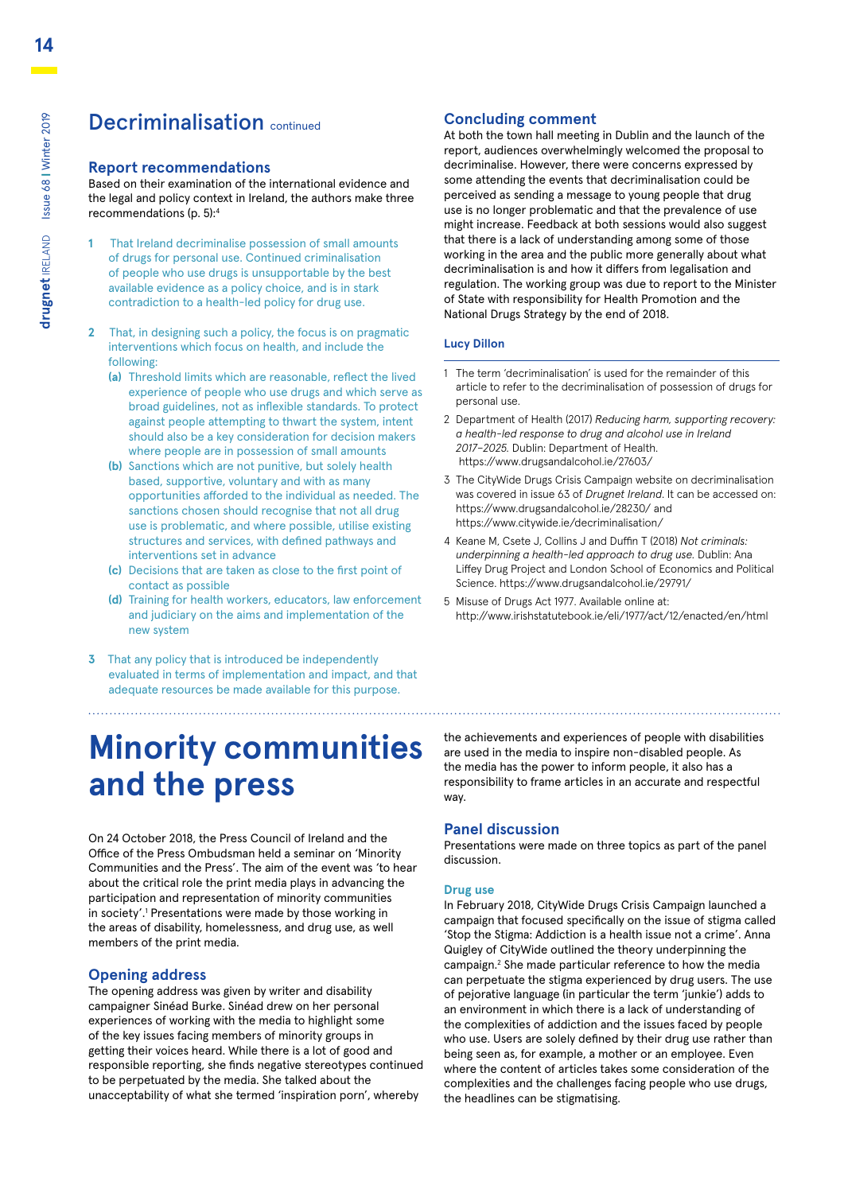## Decriminalisation continued

### Report recommendations

Based on their examination of the international evidence and the legal and policy context in Ireland, the authors make three recommendations (p. 5):[4]

1. That Ireland decriminalise possession of small amounts of drugs for personal use. Continued criminalisation of people who use drugs is unsupportable by the best available evidence as a policy choice, and is in stark contradiction to a health-led policy for drug use.

2. That, in designing such a policy, the focus is on pragmatic interventions which focus on health, and include the following:
   - **(a)** Threshold limits which are reasonable, reflect the lived experience of people who use drugs and which serve as broad guidelines, not as inflexible standards. To protect against people attempting to thwart the system, intent should also be a key consideration for decision makers where people are in possession of small amounts
   - **(b)** Sanctions which are not punitive, but solely health based, supportive, voluntary and with as many opportunities afforded to the individual as needed. The sanctions chosen should recognise that not all drug use is problematic, and where possible, utilise existing structures and services, with defined pathways and interventions set in advance
   - **(c)** Decisions that are taken as close to the first point of contact as possible
   - **(d)** Training for health workers, educators, law enforcement and judiciary on the aims and implementation of the new system

3. That any policy that is introduced be independently evaluated in terms of implementation and impact, and that adequate resources be made available for this purpose.

### Concluding comment

At both the town hall meeting in Dublin and the launch of the report, audiences overwhelmingly welcomed the proposal to decriminalise. However, there were concerns expressed by some attending the events that decriminalisation could be perceived as sending a message to young people that drug use is no longer problematic and that the prevalence of use might increase. Feedback at both sessions would also suggest that there is a lack of understanding among some of those working in the area and the public more generally about what decriminalisation is and how it differs from legalisation and regulation. The working group was due to report to the Minister of State with responsibility for Health Promotion and the National Drugs Strategy by the end of 2018.

**Lucy Dillon**

1 The term 'decriminalisation' is used for the remainder of this article to refer to the decriminalisation of possession of drugs for personal use.

2 Department of Health (2017) *Reducing harm, supporting recovery: a health-led response to drug and alcohol use in Ireland 2017–2025.* Dublin: Department of Health. https://www.drugsandalcohol.ie/27603/

3 The CityWide Drugs Crisis Campaign website on decriminalisation was covered in issue 63 of *Drugnet Ireland*. It can be accessed on: https://www.drugsandalcohol.ie/28230/ and https://www.citywide.ie/decriminalisation/

4 Keane M, Csete J, Collins J and Duffin T (2018) *Not criminals: underpinning a health-led approach to drug use.* Dublin: Ana Liffey Drug Project and London School of Economics and Political Science. https://www.drugsandalcohol.ie/29791/

5 Misuse of Drugs Act 1977. Available online at: http://www.irishstatutebook.ie/eli/1977/act/12/enacted/en/html

# Minority communities and the press

On 24 October 2018, the Press Council of Ireland and the Office of the Press Ombudsman held a seminar on 'Minority Communities and the Press'. The aim of the event was 'to hear about the critical role the print media plays in advancing the participation and representation of minority communities in society'.[1] Presentations were made by those working in the areas of disability, homelessness, and drug use, as well members of the print media.

### Opening address

The opening address was given by writer and disability campaigner Sinéad Burke. Sinéad drew on her personal experiences of working with the media to highlight some of the key issues facing members of minority groups in getting their voices heard. While there is a lot of good and responsible reporting, she finds negative stereotypes continued to be perpetuated by the media. She talked about the unacceptability of what she termed 'inspiration porn', whereby the achievements and experiences of people with disabilities are used in the media to inspire non-disabled people. As the media has the power to inform people, it also has a responsibility to frame articles in an accurate and respectful way.

### Panel discussion

Presentations were made on three topics as part of the panel discussion.

#### Drug use

In February 2018, CityWide Drugs Crisis Campaign launched a campaign that focused specifically on the issue of stigma called 'Stop the Stigma: Addiction is a health issue not a crime'. Anna Quigley of CityWide outlined the theory underpinning the campaign.[2] She made particular reference to how the media can perpetuate the stigma experienced by drug users. The use of pejorative language (in particular the term 'junkie') adds to an environment in which there is a lack of understanding of the complexities of addiction and the issues faced by people who use. Users are solely defined by their drug use rather than being seen as, for example, a mother or an employee. Even where the content of articles takes some consideration of the complexities and the challenges facing people who use drugs, the headlines can be stigmatising.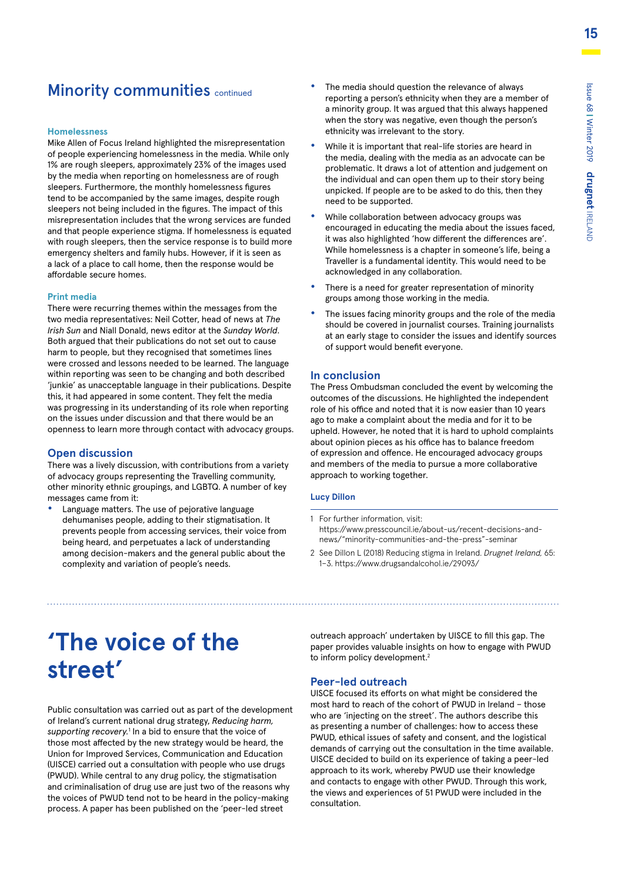## Minority communities continued

#### Homelessness

Mike Allen of Focus Ireland highlighted the misrepresentation of people experiencing homelessness in the media. While only 1% are rough sleepers, approximately 23% of the images used by the media when reporting on homelessness are of rough sleepers. Furthermore, the monthly homelessness figures tend to be accompanied by the same images, despite rough sleepers not being included in the figures. The impact of this misrepresentation includes that the wrong services are funded and that people experience stigma. If homelessness is equated with rough sleepers, then the service response is to build more emergency shelters and family hubs. However, if it is seen as a lack of a place to call home, then the response would be affordable secure homes.

#### Print media

There were recurring themes within the messages from the two media representatives: Neil Cotter, head of news at *The Irish Sun* and Niall Donald, news editor at the *Sunday World*. Both argued that their publications do not set out to cause harm to people, but they recognised that sometimes lines were crossed and lessons needed to be learned. The language within reporting was seen to be changing and both described 'junkie' as unacceptable language in their publications. Despite this, it had appeared in some content. They felt the media was progressing in its understanding of its role when reporting on the issues under discussion and that there would be an openness to learn more through contact with advocacy groups.

### Open discussion

There was a lively discussion, with contributions from a variety of advocacy groups representing the Travelling community, other minority ethnic groupings, and LGBTQ. A number of key messages came from it:

- Language matters. The use of pejorative language dehumanises people, adding to their stigmatisation. It prevents people from accessing services, their voice from being heard, and perpetuates a lack of understanding among decision-makers and the general public about the complexity and variation of people's needs.
- The media should question the relevance of always reporting a person's ethnicity when they are a member of a minority group. It was argued that this always happened when the story was negative, even though the person's ethnicity was irrelevant to the story.
- While it is important that real-life stories are heard in the media, dealing with the media as an advocate can be problematic. It draws a lot of attention and judgement on the individual and can open them up to their story being unpicked. If people are to be asked to do this, then they need to be supported.
- While collaboration between advocacy groups was encouraged in educating the media about the issues faced, it was also highlighted 'how different the differences are'. While homelessness is a chapter in someone's life, being a Traveller is a fundamental identity. This would need to be acknowledged in any collaboration.
- There is a need for greater representation of minority groups among those working in the media.
- The issues facing minority groups and the role of the media should be covered in journalist courses. Training journalists at an early stage to consider the issues and identify sources of support would benefit everyone.

### In conclusion

The Press Ombudsman concluded the event by welcoming the outcomes of the discussions. He highlighted the independent role of his office and noted that it is now easier than 10 years ago to make a complaint about the media and for it to be upheld. However, he noted that it is hard to uphold complaints about opinion pieces as his office has to balance freedom of expression and offence. He encouraged advocacy groups and members of the media to pursue a more collaborative approach to working together.

**Lucy Dillon**

1 For further information, visit: https://www.presscouncil.ie/about-us/recent-decisions-and-news/"minority-communities-and-the-press"-seminar

2 See Dillon L (2018) Reducing stigma in Ireland. *Drugnet Ireland*, 65: 1–3. https://www.drugsandalcohol.ie/29093/

---

# 'The voice of the street'

Public consultation was carried out as part of the development of Ireland's current national drug strategy, *Reducing harm, supporting recovery*.[1] In a bid to ensure that the voice of those most affected by the new strategy would be heard, the Union for Improved Services, Communication and Education (UISCE) carried out a consultation with people who use drugs (PWUD). While central to any drug policy, the stigmatisation and criminalisation of drug use are just two of the reasons why the voices of PWUD tend not to be heard in the policy-making process. A paper has been published on the 'peer-led street outreach approach' undertaken by UISCE to fill this gap. The paper provides valuable insights on how to engage with PWUD to inform policy development.[2]

### Peer-led outreach

UISCE focused its efforts on what might be considered the most hard to reach of the cohort of PWUD in Ireland – those who are 'injecting on the street'. The authors describe this as presenting a number of challenges: how to access these PWUD, ethical issues of safety and consent, and the logistical demands of carrying out the consultation in the time available. UISCE decided to build on its experience of taking a peer-led approach to its work, whereby PWUD use their knowledge and contacts to engage with other PWUD. Through this work, the views and experiences of 51 PWUD were included in the consultation.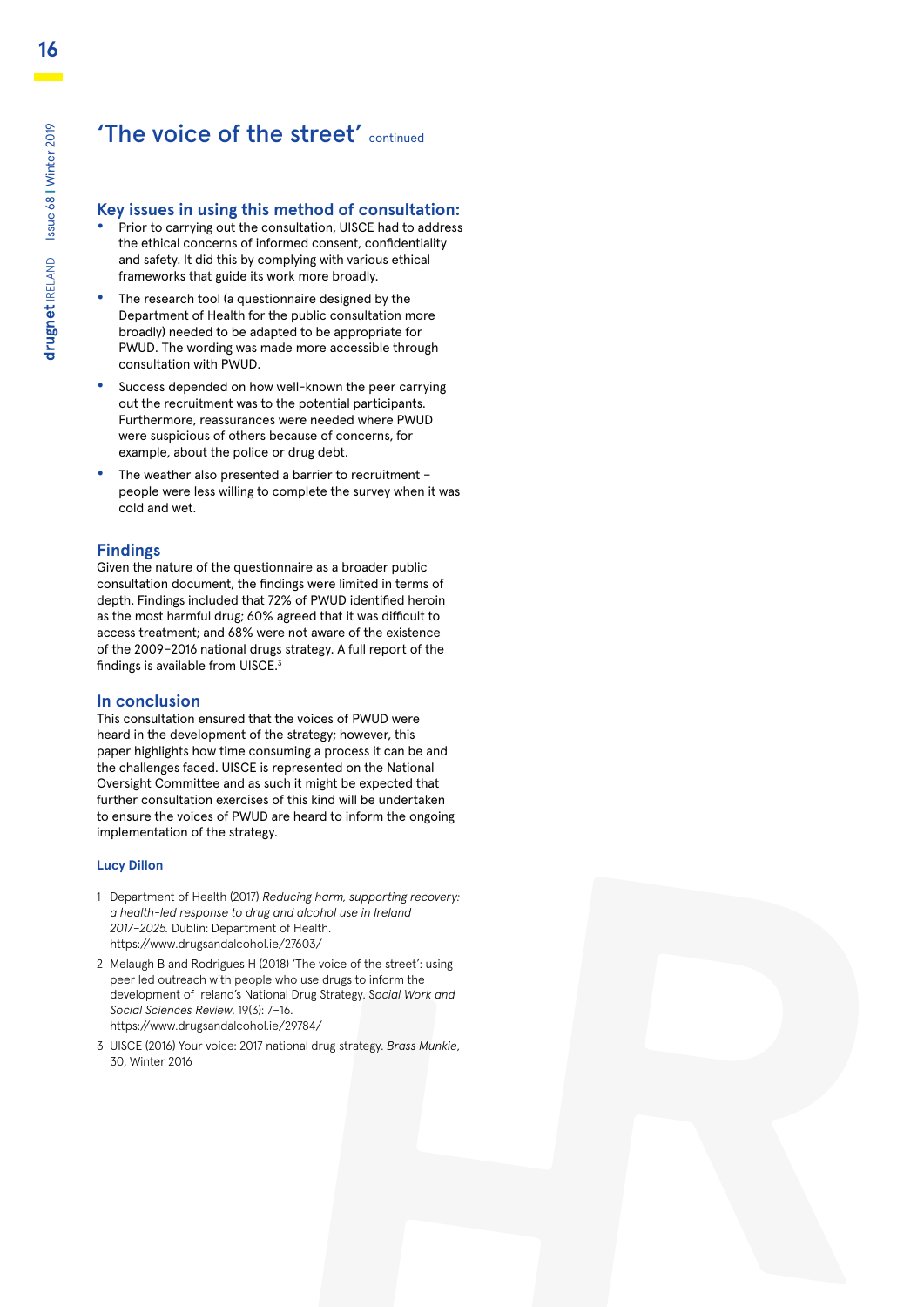# 'The voice of the street' continued

### Key issues in using this method of consultation:

- Prior to carrying out the consultation, UISCE had to address the ethical concerns of informed consent, confidentiality and safety. It did this by complying with various ethical frameworks that guide its work more broadly.
- The research tool (a questionnaire designed by the Department of Health for the public consultation more broadly) needed to be adapted to be appropriate for PWUD. The wording was made more accessible through consultation with PWUD.
- Success depended on how well-known the peer carrying out the recruitment was to the potential participants. Furthermore, reassurances were needed where PWUD were suspicious of others because of concerns, for example, about the police or drug debt.
- The weather also presented a barrier to recruitment – people were less willing to complete the survey when it was cold and wet.

### Findings

Given the nature of the questionnaire as a broader public consultation document, the findings were limited in terms of depth. Findings included that 72% of PWUD identified heroin as the most harmful drug; 60% agreed that it was difficult to access treatment; and 68% were not aware of the existence of the 2009–2016 national drugs strategy. A full report of the findings is available from UISCE.[3]

### In conclusion

This consultation ensured that the voices of PWUD were heard in the development of the strategy; however, this paper highlights how time consuming a process it can be and the challenges faced. UISCE is represented on the National Oversight Committee and as such it might be expected that further consultation exercises of this kind will be undertaken to ensure the voices of PWUD are heard to inform the ongoing implementation of the strategy.

**Lucy Dillon**

1. Department of Health (2017) *Reducing harm, supporting recovery: a health-led response to drug and alcohol use in Ireland 2017–2025.* Dublin: Department of Health. https://www.drugsandalcohol.ie/27603/
2. Melaugh B and Rodrigues H (2018) 'The voice of the street': using peer led outreach with people who use drugs to inform the development of Ireland's National Drug Strategy. *Social Work and Social Sciences Review*, 19(3): 7–16. https://www.drugsandalcohol.ie/29784/
3. UISCE (2016) Your voice: 2017 national drug strategy. *Brass Munkie*, 30, Winter 2016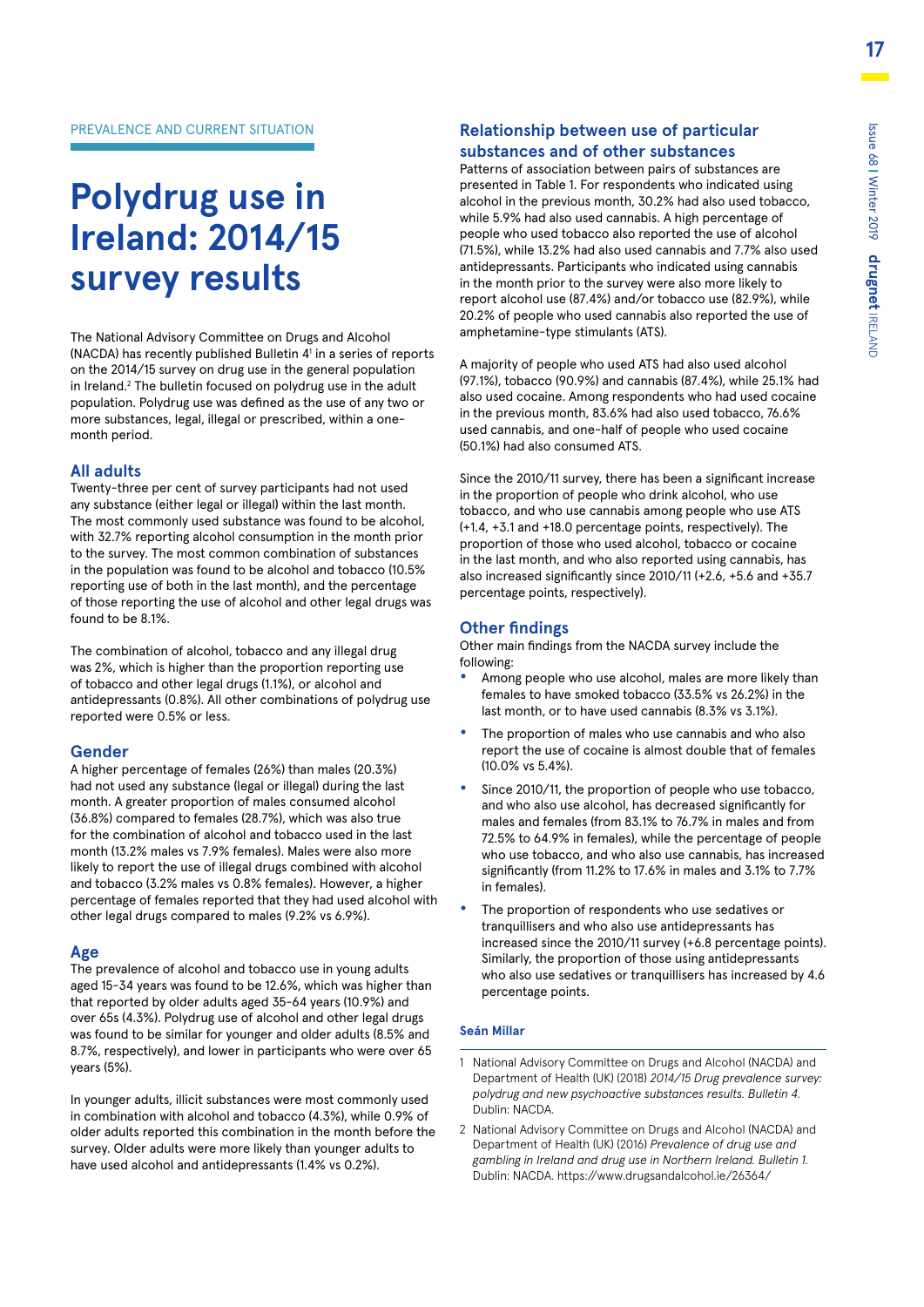PREVALENCE AND CURRENT SITUATION

# Polydrug use in Ireland: 2014/15 survey results

The National Advisory Committee on Drugs and Alcohol (NACDA) has recently published Bulletin 4[1] in a series of reports on the 2014/15 survey on drug use in the general population in Ireland.[2] The bulletin focused on polydrug use in the adult population. Polydrug use was defined as the use of any two or more substances, legal, illegal or prescribed, within a one-month period.

## All adults

Twenty-three per cent of survey participants had not used any substance (either legal or illegal) within the last month. The most commonly used substance was found to be alcohol, with 32.7% reporting alcohol consumption in the month prior to the survey. The most common combination of substances in the population was found to be alcohol and tobacco (10.5% reporting use of both in the last month), and the percentage of those reporting the use of alcohol and other legal drugs was found to be 8.1%.

The combination of alcohol, tobacco and any illegal drug was 2%, which is higher than the proportion reporting use of tobacco and other legal drugs (1.1%), or alcohol and antidepressants (0.8%). All other combinations of polydrug use reported were 0.5% or less.

## Gender

A higher percentage of females (26%) than males (20.3%) had not used any substance (legal or illegal) during the last month. A greater proportion of males consumed alcohol (36.8%) compared to females (28.7%), which was also true for the combination of alcohol and tobacco used in the last month (13.2% males vs 7.9% females). Males were also more likely to report the use of illegal drugs combined with alcohol and tobacco (3.2% males vs 0.8% females). However, a higher percentage of females reported that they had used alcohol with other legal drugs compared to males (9.2% vs 6.9%).

## Age

The prevalence of alcohol and tobacco use in young adults aged 15–34 years was found to be 12.6%, which was higher than that reported by older adults aged 35–64 years (10.9%) and over 65s (4.3%). Polydrug use of alcohol and other legal drugs was found to be similar for younger and older adults (8.5% and 8.7%, respectively), and lower in participants who were over 65 years (5%).

In younger adults, illicit substances were most commonly used in combination with alcohol and tobacco (4.3%), while 0.9% of older adults reported this combination in the month before the survey. Older adults were more likely than younger adults to have used alcohol and antidepressants (1.4% vs 0.2%).

## Relationship between use of particular substances and of other substances

Patterns of association between pairs of substances are presented in Table 1. For respondents who indicated using alcohol in the previous month, 30.2% had also used tobacco, while 5.9% had also used cannabis. A high percentage of people who used tobacco also reported the use of alcohol (71.5%), while 13.2% had also used cannabis and 7.7% also used antidepressants. Participants who indicated using cannabis in the month prior to the survey were also more likely to report alcohol use (87.4%) and/or tobacco use (82.9%), while 20.2% of people who used cannabis also reported the use of amphetamine-type stimulants (ATS).

A majority of people who used ATS had also used alcohol (97.1%), tobacco (90.9%) and cannabis (87.4%), while 25.1% had also used cocaine. Among respondents who had used cocaine in the previous month, 83.6% had also used tobacco, 76.6% used cannabis, and one-half of people who used cocaine (50.1%) had also consumed ATS.

Since the 2010/11 survey, there has been a significant increase in the proportion of people who drink alcohol, who use tobacco, and who use cannabis among people who use ATS (+1.4, +3.1 and +18.0 percentage points, respectively). The proportion of those who used alcohol, tobacco or cocaine in the last month, and who also reported using cannabis, has also increased significantly since 2010/11 (+2.6, +5.6 and +35.7 percentage points, respectively).

## Other findings

Other main findings from the NACDA survey include the following:

- Among people who use alcohol, males are more likely than females to have smoked tobacco (33.5% vs 26.2%) in the last month, or to have used cannabis (8.3% vs 3.1%).
- The proportion of males who use cannabis and who also report the use of cocaine is almost double that of females (10.0% vs 5.4%).
- Since 2010/11, the proportion of people who use tobacco, and who also use alcohol, has decreased significantly for males and females (from 83.1% to 76.7% in males and from 72.5% to 64.9% in females), while the percentage of people who use tobacco, and who also use cannabis, has increased significantly (from 11.2% to 17.6% in males and 3.1% to 7.7% in females).
- The proportion of respondents who use sedatives or tranquillisers and who also use antidepressants has increased since the 2010/11 survey (+6.8 percentage points). Similarly, the proportion of those using antidepressants who also use sedatives or tranquillisers has increased by 4.6 percentage points.

**Seán Millar**

1 National Advisory Committee on Drugs and Alcohol (NACDA) and Department of Health (UK) (2018) *2014/15 Drug prevalence survey: polydrug use and new psychoactive substances results. Bulletin 4.* Dublin: NACDA.

2 National Advisory Committee on Drugs and Alcohol (NACDA) and Department of Health (UK) (2016) *Prevalence of drug use and gambling in Ireland and drug use in Northern Ireland. Bulletin 1.* Dublin: NACDA. https://www.drugsandalcohol.ie/26364/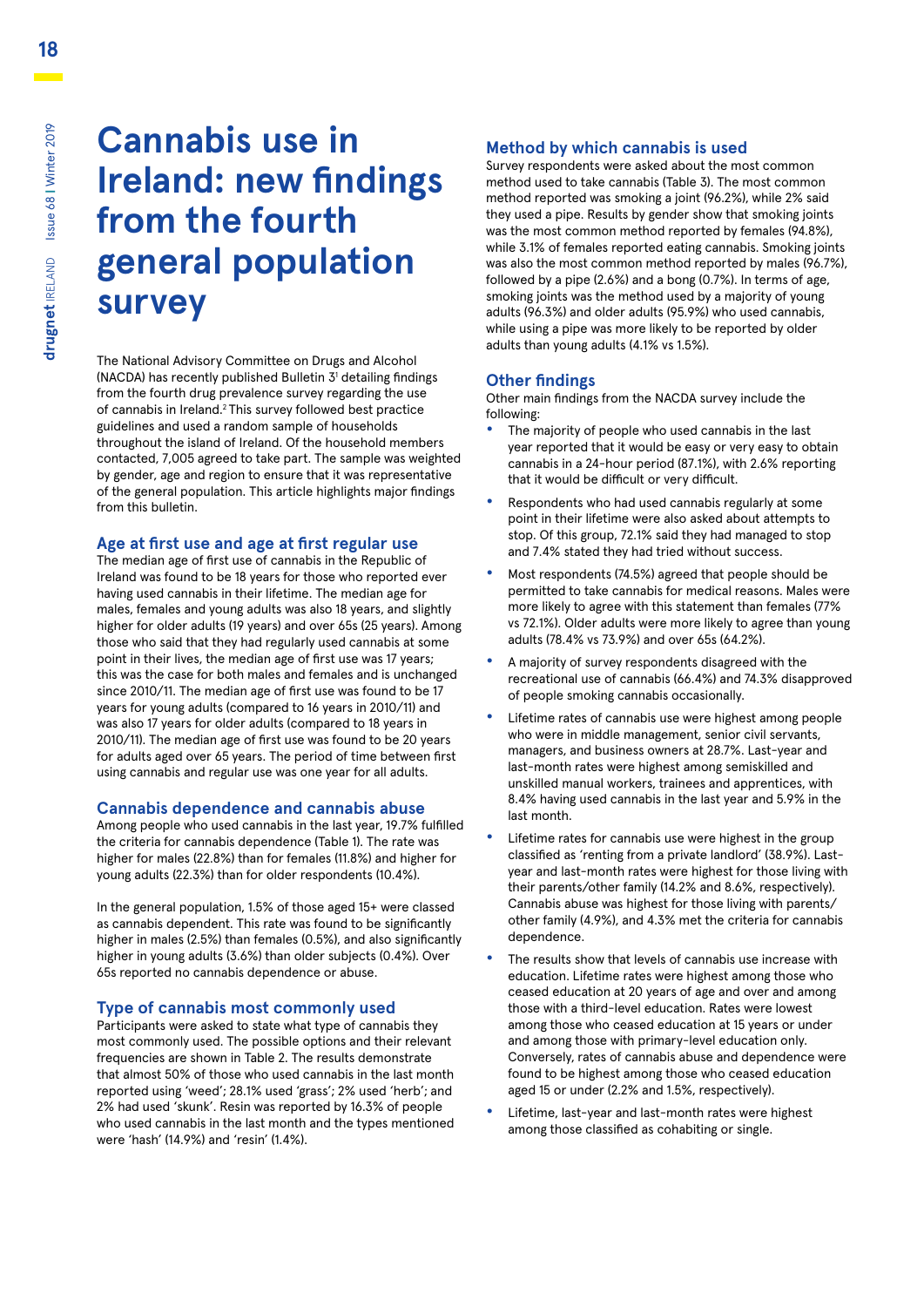# Cannabis use in Ireland: new findings from the fourth general population survey

The National Advisory Committee on Drugs and Alcohol (NACDA) has recently published Bulletin 3[1] detailing findings from the fourth drug prevalence survey regarding the use of cannabis in Ireland.[2] This survey followed best practice guidelines and used a random sample of households throughout the island of Ireland. Of the household members contacted, 7,005 agreed to take part. The sample was weighted by gender, age and region to ensure that it was representative of the general population. This article highlights major findings from this bulletin.

## Age at first use and age at first regular use

The median age of first use of cannabis in the Republic of Ireland was found to be 18 years for those who reported ever having used cannabis in their lifetime. The median age for males, females and young adults was also 18 years, and slightly higher for older adults (19 years) and over 65s (25 years). Among those who said that they had regularly used cannabis at some point in their lives, the median age of first use was 17 years; this was the case for both males and females and is unchanged since 2010/11. The median age of first use was found to be 17 years for young adults (compared to 16 years in 2010/11) and was also 17 years for older adults (compared to 18 years in 2010/11). The median age of first use was found to be 20 years for adults aged over 65 years. The period of time between first using cannabis and regular use was one year for all adults.

## Cannabis dependence and cannabis abuse

Among people who used cannabis in the last year, 19.7% fulfilled the criteria for cannabis dependence (Table 1). The rate was higher for males (22.8%) than for females (11.8%) and higher for young adults (22.3%) than for older respondents (10.4%).

In the general population, 1.5% of those aged 15+ were classed as cannabis dependent. This rate was found to be significantly higher in males (2.5%) than females (0.5%), and also significantly higher in young adults (3.6%) than older subjects (0.4%). Over 65s reported no cannabis dependence or abuse.

## Type of cannabis most commonly used

Participants were asked to state what type of cannabis they most commonly used. The possible options and their relevant frequencies are shown in Table 2. The results demonstrate that almost 50% of those who used cannabis in the last month reported using 'weed'; 28.1% used 'grass'; 2% used 'herb'; and 2% had used 'skunk'. Resin was reported by 16.3% of people who used cannabis in the last month and the types mentioned were 'hash' (14.9%) and 'resin' (1.4%).

## Method by which cannabis is used

Survey respondents were asked about the most common method used to take cannabis (Table 3). The most common method reported was smoking a joint (96.2%), while 2% said they used a pipe. Results by gender show that smoking joints was the most common method reported by females (94.8%), while 3.1% of females reported eating cannabis. Smoking joints was also the most common method reported by males (96.7%), followed by a pipe (2.6%) and a bong (0.7%). In terms of age, smoking joints was the method used by a majority of young adults (96.3%) and older adults (95.9%) who used cannabis, while using a pipe was more likely to be reported by older adults than young adults (4.1% vs 1.5%).

## Other findings

Other main findings from the NACDA survey include the following:

- The majority of people who used cannabis in the last year reported that it would be easy or very easy to obtain cannabis in a 24-hour period (87.1%), with 2.6% reporting that it would be difficult or very difficult.
- Respondents who had used cannabis regularly at some point in their lifetime were also asked about attempts to stop. Of this group, 72.1% said they had managed to stop and 7.4% stated they had tried without success.
- Most respondents (74.5%) agreed that people should be permitted to take cannabis for medical reasons. Males were more likely to agree with this statement than females (77% vs 72.1%). Older adults were more likely to agree than young adults (78.4% vs 73.9%) and over 65s (64.2%).
- A majority of survey respondents disagreed with the recreational use of cannabis (66.4%) and 74.3% disapproved of people smoking cannabis occasionally.
- Lifetime rates of cannabis use were highest among people who were in middle management, senior civil servants, managers, and business owners at 28.7%. Last-year and last-month rates were highest among semiskilled and unskilled manual workers, trainees and apprentices, with 8.4% having used cannabis in the last year and 5.9% in the last month.
- Lifetime rates for cannabis use were highest in the group classified as 'renting from a private landlord' (38.9%). Last-year and last-month rates were highest for those living with their parents/other family (14.2% and 8.6%, respectively). Cannabis abuse was highest for those living with parents/other family (4.9%), and 4.3% met the criteria for cannabis dependence.
- The results show that levels of cannabis use increase with education. Lifetime rates were highest among those who ceased education at 20 years of age and over and among those with a third-level education. Rates were lowest among those who ceased education at 15 years or under and among those with primary-level education only. Conversely, rates of cannabis abuse and dependence were found to be highest among those who ceased education aged 15 or under (2.2% and 1.5%, respectively).
- Lifetime, last-year and last-month rates were highest among those classified as cohabiting or single.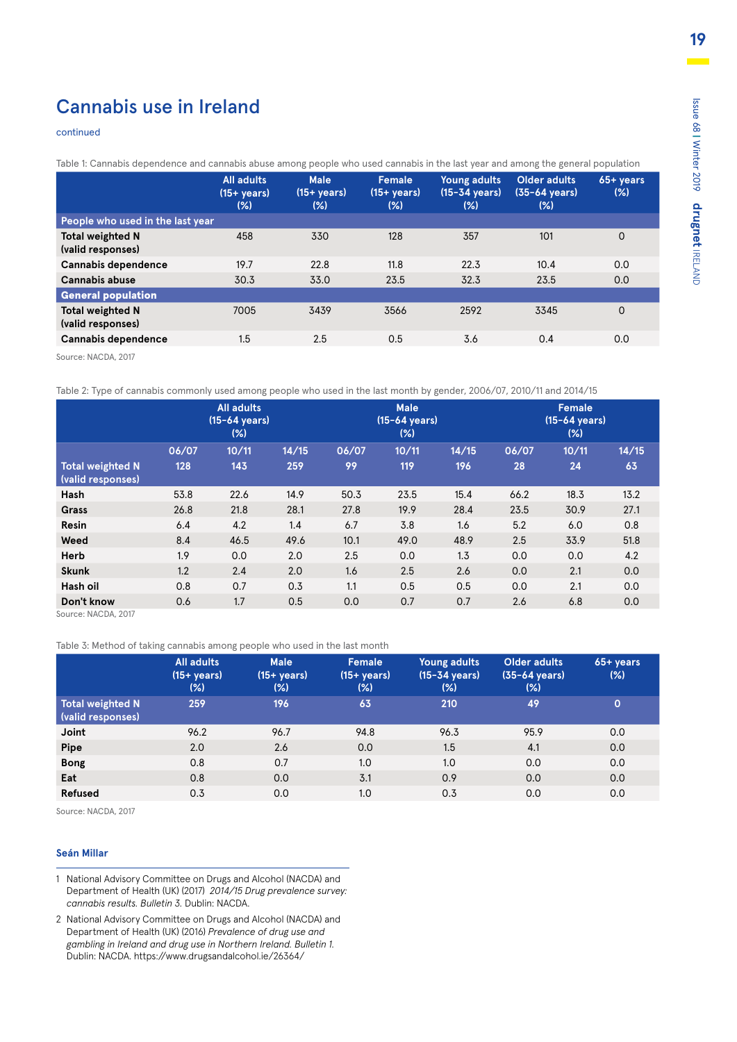# Cannabis use in Ireland

continued

Table 1: Cannabis dependence and cannabis abuse among people who used cannabis in the last year and among the general population

| | All adults (15+ years) (%) | Male (15+ years) (%) | Female (15+ years) (%) | Young adults (15–34 years) (%) | Older adults (35–64 years) (%) | 65+ years (%) |
|---|---|---|---|---|---|---|
| **People who used in the last year** | | | | | | |
| **Total weighted N (valid responses)** | 458 | 330 | 128 | 357 | 101 | 0 |
| **Cannabis dependence** | 19.7 | 22.8 | 11.8 | 22.3 | 10.4 | 0.0 |
| **Cannabis abuse** | 30.3 | 33.0 | 23.5 | 32.3 | 23.5 | 0.0 |
| **General population** | | | | | | |
| **Total weighted N (valid responses)** | 7005 | 3439 | 3566 | 2592 | 3345 | 0 |
| **Cannabis dependence** | 1.5 | 2.5 | 0.5 | 3.6 | 0.4 | 0.0 |

Source: NACDA, 2017

Table 2: Type of cannabis commonly used among people who used in the last month by gender, 2006/07, 2010/11 and 2014/15

| | All adults (15–64 years) (%) | | | Male (15–64 years) (%) | | | Female (15–64 years) (%) | | |
|---|---|---|---|---|---|---|---|---|---|
| | 06/07 | 10/11 | 14/15 | 06/07 | 10/11 | 14/15 | 06/07 | 10/11 | 14/15 |
| **Total weighted N (valid responses)** | 128 | 143 | 259 | 99 | 119 | 196 | 28 | 24 | 63 |
| **Hash** | 53.8 | 22.6 | 14.9 | 50.3 | 23.5 | 15.4 | 66.2 | 18.3 | 13.2 |
| **Grass** | 26.8 | 21.8 | 28.1 | 27.8 | 19.9 | 28.4 | 23.5 | 30.9 | 27.1 |
| **Resin** | 6.4 | 4.2 | 1.4 | 6.7 | 3.8 | 1.6 | 5.2 | 6.0 | 0.8 |
| **Weed** | 8.4 | 46.5 | 49.6 | 10.1 | 49.0 | 48.9 | 2.5 | 33.9 | 51.8 |
| **Herb** | 1.9 | 0.0 | 2.0 | 2.5 | 0.0 | 1.3 | 0.0 | 0.0 | 4.2 |
| **Skunk** | 1.2 | 2.4 | 2.0 | 1.6 | 2.5 | 2.6 | 0.0 | 2.1 | 0.0 |
| **Hash oil** | 0.8 | 0.7 | 0.3 | 1.1 | 0.5 | 0.5 | 0.0 | 2.1 | 0.0 |
| **Don't know** | 0.6 | 1.7 | 0.5 | 0.0 | 0.7 | 0.7 | 2.6 | 6.8 | 0.0 |

Source: NACDA, 2017

Table 3: Method of taking cannabis among people who used in the last month

| | All adults (15+ years) (%) | Male (15+ years) (%) | Female (15+ years) (%) | Young adults (15–34 years) (%) | Older adults (35–64 years) (%) | 65+ years (%) |
|---|---|---|---|---|---|---|
| **Total weighted N (valid responses)** | 259 | 196 | 63 | 210 | 49 | 0 |
| **Joint** | 96.2 | 96.7 | 94.8 | 96.3 | 95.9 | 0.0 |
| **Pipe** | 2.0 | 2.6 | 0.0 | 1.5 | 4.1 | 0.0 |
| **Bong** | 0.8 | 0.7 | 1.0 | 1.0 | 0.0 | 0.0 |
| **Eat** | 0.8 | 0.0 | 3.1 | 0.9 | 0.0 | 0.0 |
| **Refused** | 0.3 | 0.0 | 1.0 | 0.3 | 0.0 | 0.0 |

Source: NACDA, 2017

**Seán Millar**

1 National Advisory Committee on Drugs and Alcohol (NACDA) and Department of Health (UK) (2017) *2014/15 Drug prevalence survey: cannabis results. Bulletin 3.* Dublin: NACDA.

2 National Advisory Committee on Drugs and Alcohol (NACDA) and Department of Health (UK) (2016) *Prevalence of drug use and gambling in Ireland and drug use in Northern Ireland. Bulletin 1.* Dublin: NACDA. https://www.drugsandalcohol.ie/26364/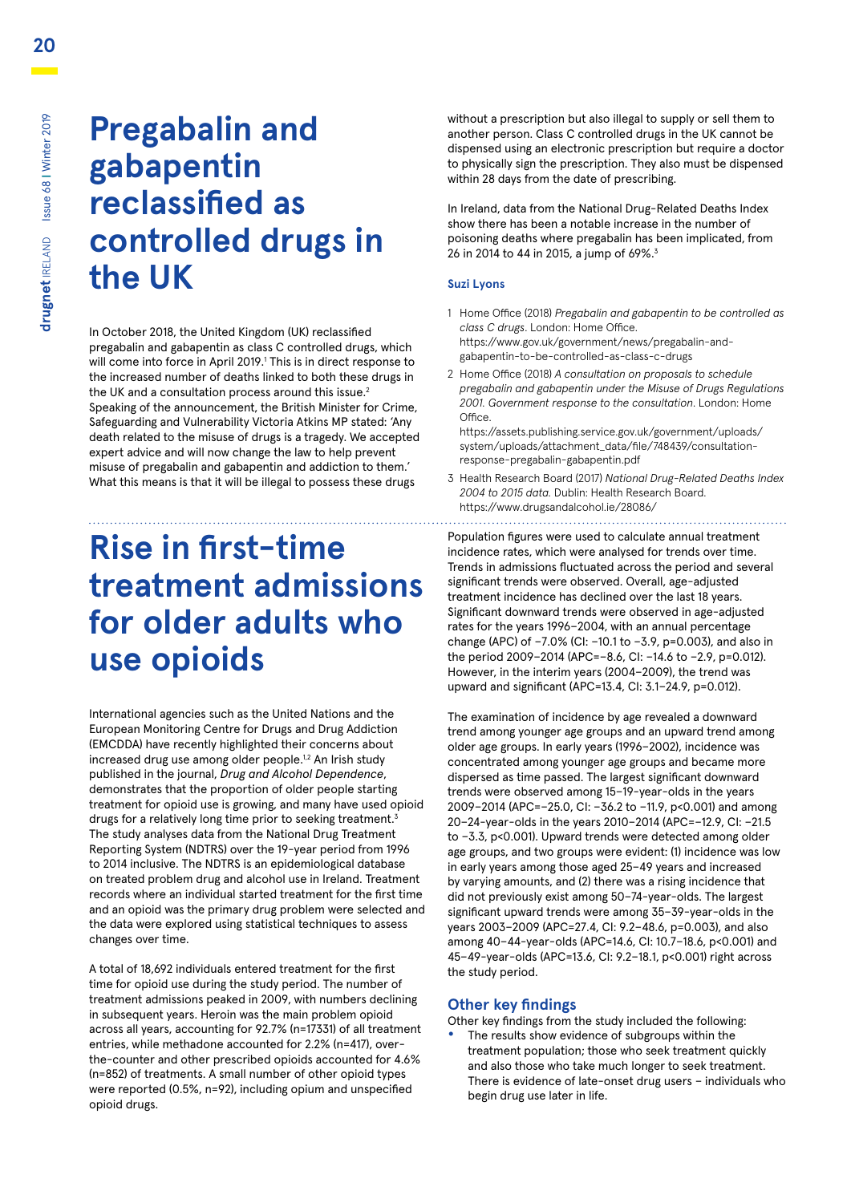# Pregabalin and gabapentin reclassified as controlled drugs in the UK

In October 2018, the United Kingdom (UK) reclassified pregabalin and gabapentin as class C controlled drugs, which will come into force in April 2019.[1] This is in direct response to the increased number of deaths linked to both these drugs in the UK and a consultation process around this issue.[2] Speaking of the announcement, the British Minister for Crime, Safeguarding and Vulnerability Victoria Atkins MP stated: 'Any death related to the misuse of drugs is a tragedy. We accepted expert advice and will now change the law to help prevent misuse of pregabalin and gabapentin and addiction to them.' What this means is that it will be illegal to possess these drugs without a prescription but also illegal to supply or sell them to another person. Class C controlled drugs in the UK cannot be dispensed using an electronic prescription but require a doctor to physically sign the prescription. They also must be dispensed within 28 days from the date of prescribing.

In Ireland, data from the National Drug-Related Deaths Index show there has been a notable increase in the number of poisoning deaths where pregabalin has been implicated, from 26 in 2014 to 44 in 2015, a jump of 69%.[3]

**Suzi Lyons**

1. Home Office (2018) *Pregabalin and gabapentin to be controlled as class C drugs*. London: Home Office. https://www.gov.uk/government/news/pregabalin-and-gabapentin-to-be-controlled-as-class-c-drugs
2. Home Office (2018) *A consultation on proposals to schedule pregabalin and gabapentin under the Misuse of Drugs Regulations 2001. Government response to the consultation*. London: Home Office. https://assets.publishing.service.gov.uk/government/uploads/system/uploads/attachment_data/file/748439/consultation-response-pregabalin-gabapentin.pdf
3. Health Research Board (2017) *National Drug-Related Deaths Index 2004 to 2015 data*. Dublin: Health Research Board. https://www.drugsandalcohol.ie/28086/

# Rise in first-time treatment admissions for older adults who use opioids

International agencies such as the United Nations and the European Monitoring Centre for Drugs and Drug Addiction (EMCDDA) have recently highlighted their concerns about increased drug use among older people.[1,2] An Irish study published in the journal, *Drug and Alcohol Dependence*, demonstrates that the proportion of older people starting treatment for opioid use is growing, and many have used opioid drugs for a relatively long time prior to seeking treatment.[3] The study analyses data from the National Drug Treatment Reporting System (NDTRS) over the 19-year period from 1996 to 2014 inclusive. The NDTRS is an epidemiological database on treated problem drug and alcohol use in Ireland. Treatment records where an individual started treatment for the first time and an opioid was the primary drug problem were selected and the data were explored using statistical techniques to assess changes over time.

A total of 18,692 individuals entered treatment for the first time for opioid use during the study period. The number of treatment admissions peaked in 2009, with numbers declining in subsequent years. Heroin was the main problem opioid across all years, accounting for 92.7% (n=17331) of all treatment entries, while methadone accounted for 2.2% (n=417), over-the-counter and other prescribed opioids accounted for 4.6% (n=852) of treatments. A small number of other opioid types were reported (0.5%, n=92), including opium and unspecified opioid drugs.

Population figures were used to calculate annual treatment incidence rates, which were analysed for trends over time. Trends in admissions fluctuated across the period and several significant trends were observed. Overall, age-adjusted treatment incidence has declined over the last 18 years. Significant downward trends were observed in age-adjusted rates for the years 1996–2004, with an annual percentage change (APC) of −7.0% (CI: −10.1 to −3.9, p=0.003), and also in the period 2009–2014 (APC=−8.6, CI: −14.6 to −2.9, p=0.012). However, in the interim years (2004–2009), the trend was upward and significant (APC=13.4, CI: 3.1–24.9, p=0.012).

The examination of incidence by age revealed a downward trend among younger age groups and an upward trend among older age groups. In early years (1996–2002), incidence was concentrated among younger age groups and became more dispersed as time passed. The largest significant downward trends were observed among 15–19-year-olds in the years 2009–2014 (APC=−25.0, CI: −36.2 to −11.9, p<0.001) and among 20–24-year-olds in the years 2010–2014 (APC=−12.9, CI: −21.5 to −3.3, p<0.001). Upward trends were detected among older age groups, and two groups were evident: (1) incidence was low in early years among those aged 25–49 years and increased by varying amounts, and (2) there was a rising incidence that did not previously exist among 50–74-year-olds. The largest significant upward trends were among 35–39-year-olds in the years 2003–2009 (APC=27.4, CI: 9.2–48.6, p=0.003), and also among 40–44-year-olds (APC=14.6, CI: 10.7–18.6, p<0.001) and 45–49-year-olds (APC=13.6, CI: 9.2–18.1, p<0.001) right across the study period.

## Other key findings

Other key findings from the study included the following:

- The results show evidence of subgroups within the treatment population; those who seek treatment quickly and also those who take much longer to seek treatment. There is evidence of late-onset drug users – individuals who begin drug use later in life.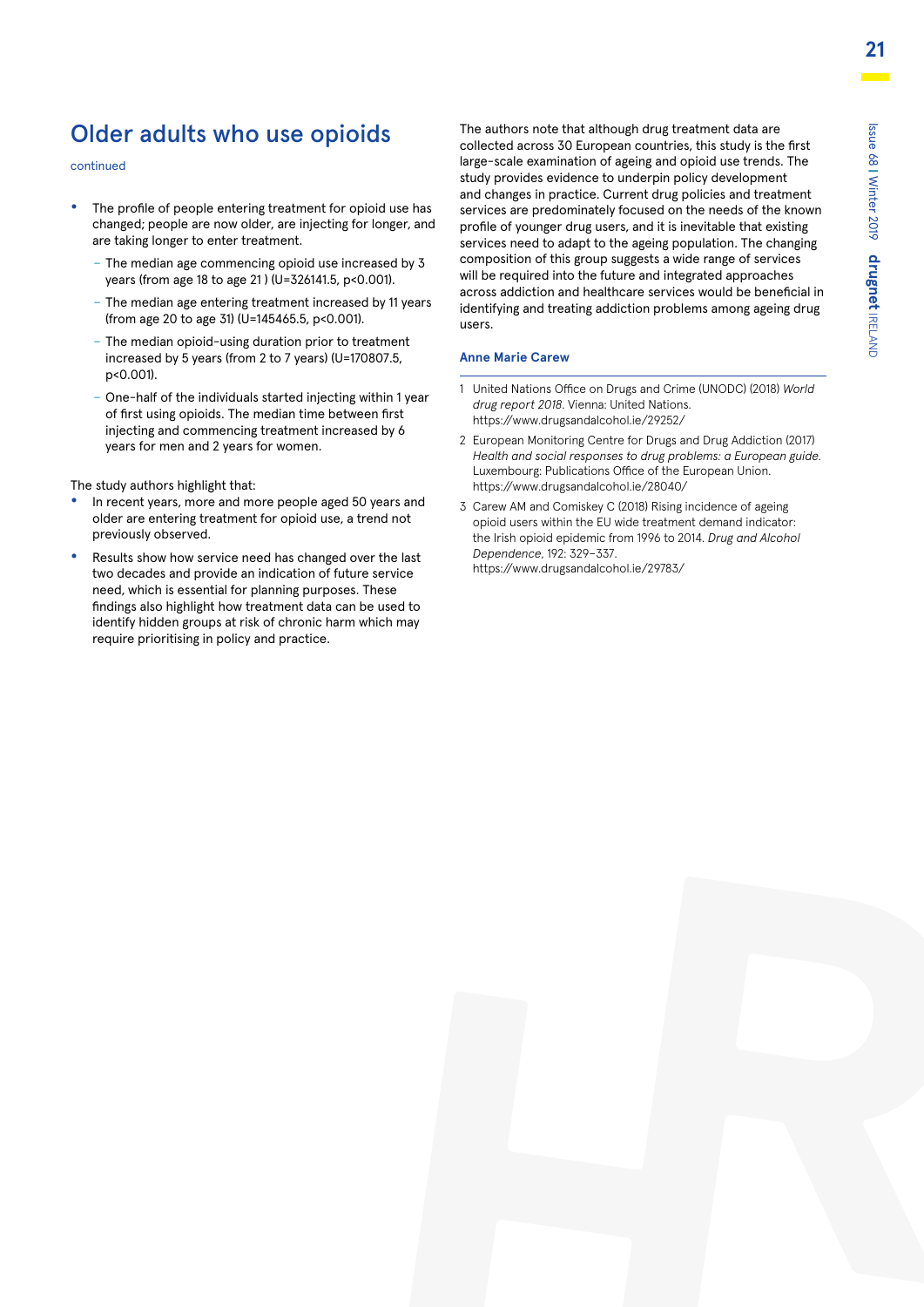## Older adults who use opioids

continued

- The profile of people entering treatment for opioid use has changed; people are now older, are injecting for longer, and are taking longer to enter treatment.
  - The median age commencing opioid use increased by 3 years (from age 18 to age 21 ) ($U=326141.5$, $p<0.001$).
  - The median age entering treatment increased by 11 years (from age 20 to age 31) ($U=145465.5$, $p<0.001$).
  - The median opioid-using duration prior to treatment increased by 5 years (from 2 to 7 years) ($U=170807.5$, $p<0.001$).
  - One-half of the individuals started injecting within 1 year of first using opioids. The median time between first injecting and commencing treatment increased by 6 years for men and 2 years for women.

The study authors highlight that:

- In recent years, more and more people aged 50 years and older are entering treatment for opioid use, a trend not previously observed.
- Results show how service need has changed over the last two decades and provide an indication of future service need, which is essential for planning purposes. These findings also highlight how treatment data can be used to identify hidden groups at risk of chronic harm which may require prioritising in policy and practice.

The authors note that although drug treatment data are collected across 30 European countries, this study is the first large-scale examination of ageing and opioid use trends. The study provides evidence to underpin policy development and changes in practice. Current drug policies and treatment services are predominately focused on the needs of the known profile of younger drug users, and it is inevitable that existing services need to adapt to the ageing population. The changing composition of this group suggests a wide range of services will be required into the future and integrated approaches across addiction and healthcare services would be beneficial in identifying and treating addiction problems among ageing drug users.

**Anne Marie Carew**

1 United Nations Office on Drugs and Crime (UNODC) (2018) *World drug report 2018*. Vienna: United Nations. https://www.drugsandalcohol.ie/29252/

2 European Monitoring Centre for Drugs and Drug Addiction (2017) *Health and social responses to drug problems: a European guide.* Luxembourg: Publications Office of the European Union. https://www.drugsandalcohol.ie/28040/

3 Carew AM and Comiskey C (2018) Rising incidence of ageing opioid users within the EU wide treatment demand indicator: the Irish opioid epidemic from 1996 to 2014. *Drug and Alcohol Dependence*, 192: 329–337. https://www.drugsandalcohol.ie/29783/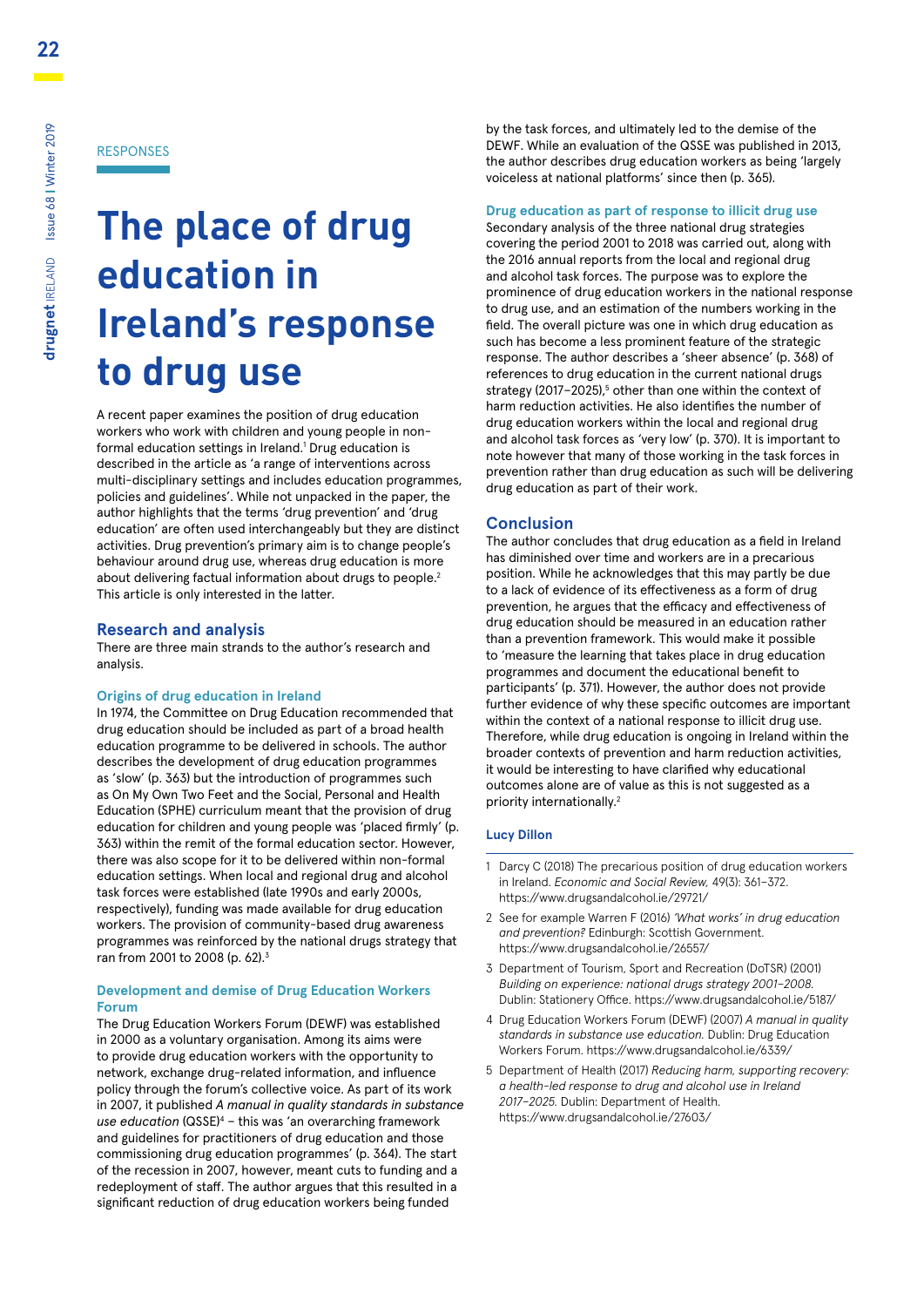RESPONSES

# The place of drug education in Ireland's response to drug use

A recent paper examines the position of drug education workers who work with children and young people in non-formal education settings in Ireland.[1] Drug education is described in the article as 'a range of interventions across multi-disciplinary settings and includes education programmes, policies and guidelines'. While not unpacked in the paper, the author highlights that the terms 'drug prevention' and 'drug education' are often used interchangeably but they are distinct activities. Drug prevention's primary aim is to change people's behaviour around drug use, whereas drug education is more about delivering factual information about drugs to people.[2] This article is only interested in the latter.

## Research and analysis

There are three main strands to the author's research and analysis.

### Origins of drug education in Ireland

In 1974, the Committee on Drug Education recommended that drug education should be included as part of a broad health education programme to be delivered in schools. The author describes the development of drug education programmes as 'slow' (p. 363) but the introduction of programmes such as On My Own Two Feet and the Social, Personal and Health Education (SPHE) curriculum meant that the provision of drug education for children and young people was 'placed firmly' (p. 363) within the remit of the formal education sector. However, there was also scope for it to be delivered within non-formal education settings. When local and regional drug and alcohol task forces were established (late 1990s and early 2000s, respectively), funding was made available for drug education workers. The provision of community-based drug awareness programmes was reinforced by the national drugs strategy that ran from 2001 to 2008 (p. 62).[3]

### Development and demise of Drug Education Workers Forum

The Drug Education Workers Forum (DEWF) was established in 2000 as a voluntary organisation. Among its aims were to provide drug education workers with the opportunity to network, exchange drug-related information, and influence policy through the forum's collective voice. As part of its work in 2007, it published *A manual in quality standards in substance use education* (QSSE)[4] – this was 'an overarching framework and guidelines for practitioners of drug education and those commissioning drug education programmes' (p. 364). The start of the recession in 2007, however, meant cuts to funding and a redeployment of staff. The author argues that this resulted in a significant reduction of drug education workers being funded by the task forces, and ultimately led to the demise of the DEWF. While an evaluation of the QSSE was published in 2013, the author describes drug education workers as being 'largely voiceless at national platforms' since then (p. 365).

### Drug education as part of response to illicit drug use

Secondary analysis of the three national drug strategies covering the period 2001 to 2018 was carried out, along with the 2016 annual reports from the local and regional drug and alcohol task forces. The purpose was to explore the prominence of drug education workers in the national response to drug use, and an estimation of the numbers working in the field. The overall picture was one in which drug education as such has become a less prominent feature of the strategic response. The author describes a 'sheer absence' (p. 368) of references to drug education in the current national drugs strategy (2017–2025),[5] other than one within the context of harm reduction activities. He also identifies the number of drug education workers within the local and regional drug and alcohol task forces as 'very low' (p. 370). It is important to note however that many of those working in the task forces in prevention rather than drug education as such will be delivering drug education as part of their work.

## Conclusion

The author concludes that drug education as a field in Ireland has diminished over time and workers are in a precarious position. While he acknowledges that this may partly be due to a lack of evidence of its effectiveness as a form of drug prevention, he argues that the efficacy and effectiveness of drug education should be measured in an education rather than a prevention framework. This would make it possible to 'measure the learning that takes place in drug education programmes and document the educational benefit to participants' (p. 371). However, the author does not provide further evidence of why these specific outcomes are important within the context of a national response to illicit drug use. Therefore, while drug education is ongoing in Ireland within the broader contexts of prevention and harm reduction activities, it would be interesting to have clarified why educational outcomes alone are of value as this is not suggested as a priority internationally.[2]

**Lucy Dillon**

---

1. Darcy C (2018) The precarious position of drug education workers in Ireland. *Economic and Social Review,* 49(3): 361–372. https://www.drugsandalcohol.ie/29721/
2. See for example Warren F (2016) *'What works' in drug education and prevention?* Edinburgh: Scottish Government. https://www.drugsandalcohol.ie/26557/
3. Department of Tourism, Sport and Recreation (DoTSR) (2001) *Building on experience: national drugs strategy 2001–2008.* Dublin: Stationery Office. https://www.drugsandalcohol.ie/5187/
4. Drug Education Workers Forum (DEWF) (2007) *A manual in quality standards in substance use education.* Dublin: Drug Education Workers Forum. https://www.drugsandalcohol.ie/6339/
5. Department of Health (2017) *Reducing harm, supporting recovery: a health-led response to drug and alcohol use in Ireland 2017–2025.* Dublin: Department of Health. https://www.drugsandalcohol.ie/27603/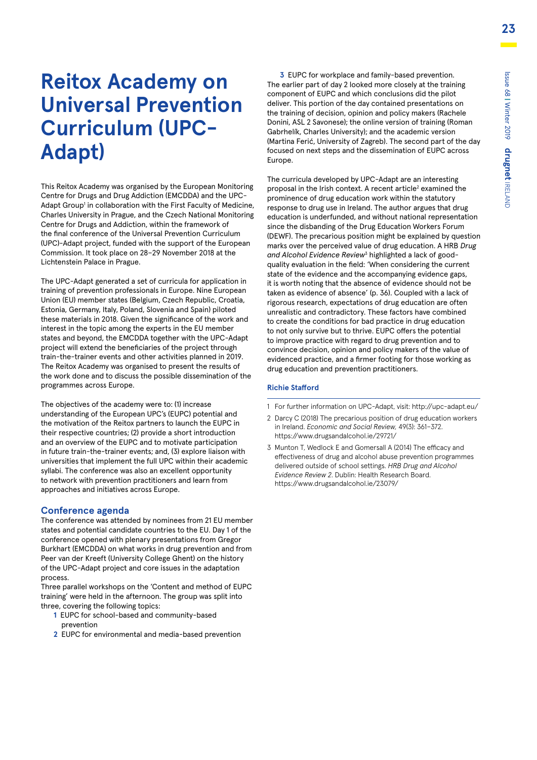# Reitox Academy on Universal Prevention Curriculum (UPC-Adapt)

This Reitox Academy was organised by the European Monitoring Centre for Drugs and Drug Addiction (EMCDDA) and the UPC-Adapt Group[1] in collaboration with the First Faculty of Medicine, Charles University in Prague, and the Czech National Monitoring Centre for Drugs and Addiction, within the framework of the final conference of the Universal Prevention Curriculum (UPC)-Adapt project, funded with the support of the European Commission. It took place on 28–29 November 2018 at the Lichtenstein Palace in Prague.

The UPC-Adapt generated a set of curricula for application in training of prevention professionals in Europe. Nine European Union (EU) member states (Belgium, Czech Republic, Croatia, Estonia, Germany, Italy, Poland, Slovenia and Spain) piloted these materials in 2018. Given the significance of the work and interest in the topic among the experts in the EU member states and beyond, the EMCDDA together with the UPC-Adapt project will extend the beneficiaries of the project through train-the-trainer events and other activities planned in 2019. The Reitox Academy was organised to present the results of the work done and to discuss the possible dissemination of the programmes across Europe.

The objectives of the academy were to: (1) increase understanding of the European UPC's (EUPC) potential and the motivation of the Reitox partners to launch the EUPC in their respective countries; (2) provide a short introduction and an overview of the EUPC and to motivate participation in future train-the-trainer events; and, (3) explore liaison with universities that implement the full UPC within their academic syllabi. The conference was also an excellent opportunity to network with prevention practitioners and learn from approaches and initiatives across Europe.

## Conference agenda

The conference was attended by nominees from 21 EU member states and potential candidate countries to the EU. Day 1 of the conference opened with plenary presentations from Gregor Burkhart (EMCDDA) on what works in drug prevention and from Peer van der Kreeft (University College Ghent) on the history of the UPC-Adapt project and core issues in the adaptation process.

Three parallel workshops on the 'Content and method of EUPC training' were held in the afternoon. The group was split into three, covering the following topics:

1. EUPC for school-based and community-based prevention
2. EUPC for environmental and media-based prevention
3. EUPC for workplace and family-based prevention.

The earlier part of day 2 looked more closely at the training component of EUPC and which conclusions did the pilot deliver. This portion of the day contained presentations on the training of decision, opinion and policy makers (Rachele Donini, ASL 2 Savonese); the online version of training (Roman Gabrhelík, Charles University); and the academic version (Martina Ferić, University of Zagreb). The second part of the day focused on next steps and the dissemination of EUPC across Europe.

The curricula developed by UPC-Adapt are an interesting proposal in the Irish context. A recent article[2] examined the prominence of drug education work within the statutory response to drug use in Ireland. The author argues that drug education is underfunded, and without national representation since the disbanding of the Drug Education Workers Forum (DEWF). The precarious position might be explained by question marks over the perceived value of drug education. A HRB *Drug and Alcohol Evidence Review*[3] highlighted a lack of good-quality evaluation in the field: 'When considering the current state of the evidence and the accompanying evidence gaps, it is worth noting that the absence of evidence should not be taken as evidence of absence' (p. 36). Coupled with a lack of rigorous research, expectations of drug education are often unrealistic and contradictory. These factors have combined to create the conditions for bad practice in drug education to not only survive but to thrive. EUPC offers the potential to improve practice with regard to drug prevention and to convince decision, opinion and policy makers of the value of evidenced practice, and a firmer footing for those working as drug education and prevention practitioners.

**Richie Stafford**

1 For further information on UPC-Adapt, visit: http://upc-adapt.eu/

2 Darcy C (2018) The precarious position of drug education workers in Ireland. *Economic and Social Review,* 49(3): 361–372. https://www.drugsandalcohol.ie/29721/

3 Munton T, Wedlock E and Gomersall A (2014) The efficacy and effectiveness of drug and alcohol abuse prevention programmes delivered outside of school settings. *HRB Drug and Alcohol Evidence Review 2*. Dublin: Health Research Board. https://www.drugsandalcohol.ie/23079/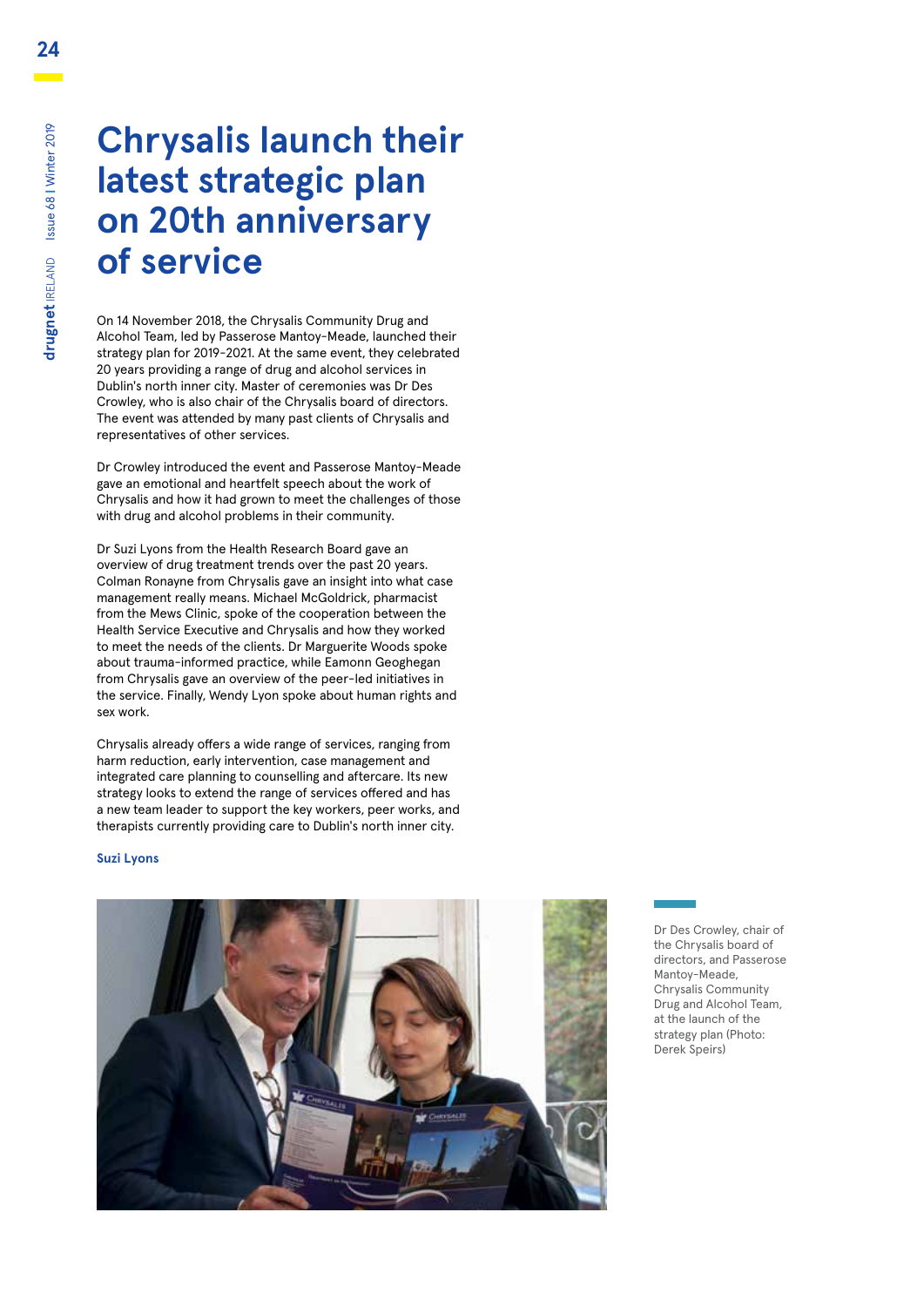# Chrysalis launch their latest strategic plan on 20th anniversary of service

On 14 November 2018, the Chrysalis Community Drug and Alcohol Team, led by Passerose Mantoy-Meade, launched their strategy plan for 2019-2021. At the same event, they celebrated 20 years providing a range of drug and alcohol services in Dublin's north inner city. Master of ceremonies was Dr Des Crowley, who is also chair of the Chrysalis board of directors. The event was attended by many past clients of Chrysalis and representatives of other services.

Dr Crowley introduced the event and Passerose Mantoy-Meade gave an emotional and heartfelt speech about the work of Chrysalis and how it had grown to meet the challenges of those with drug and alcohol problems in their community.

Dr Suzi Lyons from the Health Research Board gave an overview of drug treatment trends over the past 20 years. Colman Ronayne from Chrysalis gave an insight into what case management really means. Michael McGoldrick, pharmacist from the Mews Clinic, spoke of the cooperation between the Health Service Executive and Chrysalis and how they worked to meet the needs of the clients. Dr Marguerite Woods spoke about trauma-informed practice, while Eamonn Geoghegan from Chrysalis gave an overview of the peer-led initiatives in the service. Finally, Wendy Lyon spoke about human rights and sex work.

Chrysalis already offers a wide range of services, ranging from harm reduction, early intervention, case management and integrated care planning to counselling and aftercare. Its new strategy looks to extend the range of services offered and has a new team leader to support the key workers, peer works, and therapists currently providing care to Dublin's north inner city.

**Suzi Lyons**

Dr Des Crowley, chair of the Chrysalis board of directors, and Passerose Mantoy-Meade, Chrysalis Community Drug and Alcohol Team, at the launch of the strategy plan (Photo: Derek Speirs)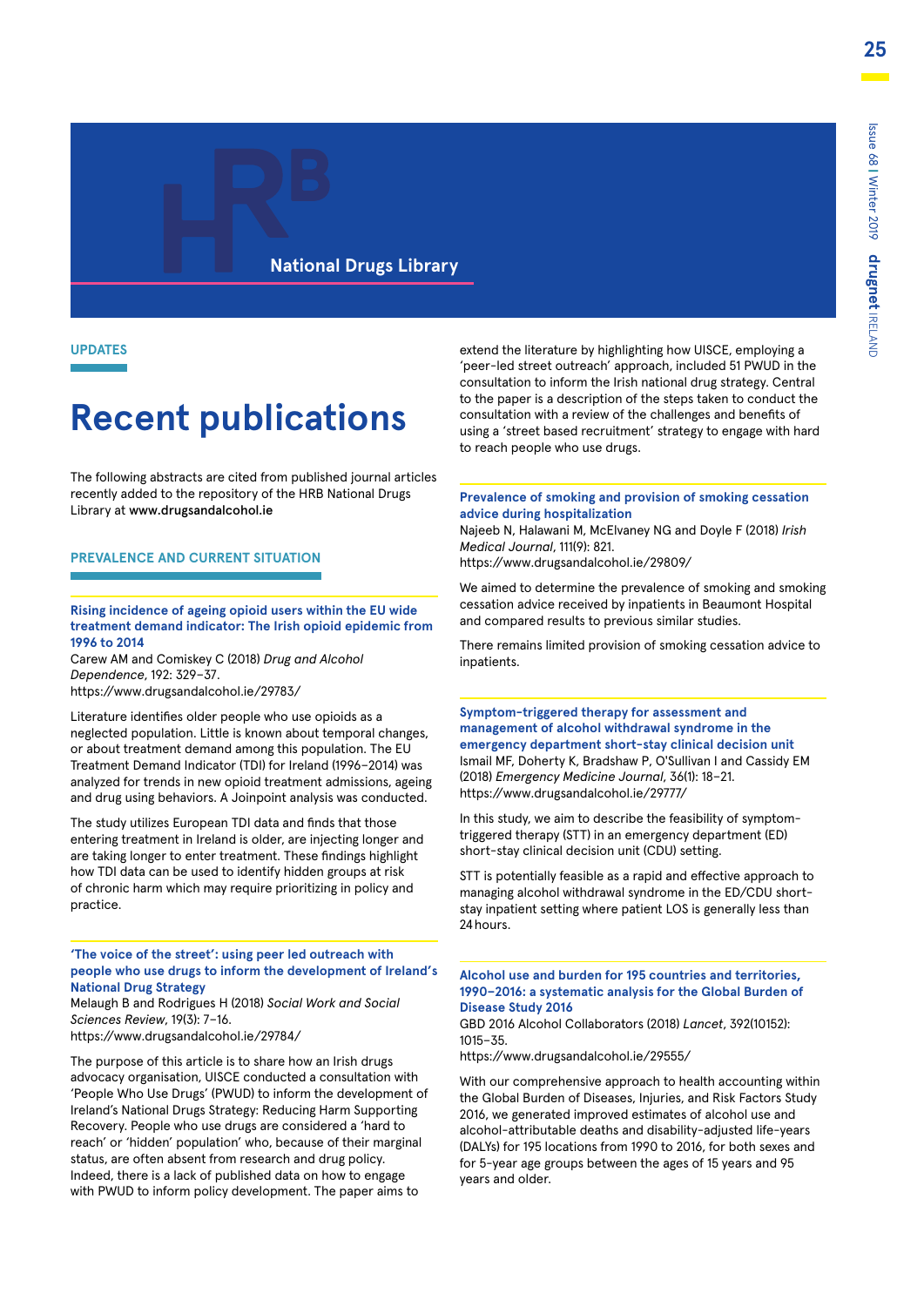National Drugs Library

UPDATES

# Recent publications

The following abstracts are cited from published journal articles recently added to the repository of the HRB National Drugs Library at **www.drugsandalcohol.ie**

## PREVALENCE AND CURRENT SITUATION

### Rising incidence of ageing opioid users within the EU wide treatment demand indicator: The Irish opioid epidemic from 1996 to 2014

Carew AM and Comiskey C (2018) *Drug and Alcohol Dependence*, 192: 329–37.
https://www.drugsandalcohol.ie/29783/

Literature identifies older people who use opioids as a neglected population. Little is known about temporal changes, or about treatment demand among this population. The EU Treatment Demand Indicator (TDI) for Ireland (1996–2014) was analyzed for trends in new opioid treatment admissions, ageing and drug using behaviors. A Joinpoint analysis was conducted.

The study utilizes European TDI data and finds that those entering treatment in Ireland is older, are injecting longer and are taking longer to enter treatment. These findings highlight how TDI data can be used to identify hidden groups at risk of chronic harm which may require prioritizing in policy and practice.

### 'The voice of the street': using peer led outreach with people who use drugs to inform the development of Ireland's National Drug Strategy

Melaugh B and Rodrigues H (2018) *Social Work and Social Sciences Review*, 19(3): 7–16.
https://www.drugsandalcohol.ie/29784/

The purpose of this article is to share how an Irish drugs advocacy organisation, UISCE conducted a consultation with 'People Who Use Drugs' (PWUD) to inform the development of Ireland's National Drugs Strategy: Reducing Harm Supporting Recovery. People who use drugs are considered a 'hard to reach' or 'hidden' population' who, because of their marginal status, are often absent from research and drug policy. Indeed, there is a lack of published data on how to engage with PWUD to inform policy development. The paper aims to extend the literature by highlighting how UISCE, employing a 'peer-led street outreach' approach, included 51 PWUD in the consultation to inform the Irish national drug strategy. Central to the paper is a description of the steps taken to conduct the consultation with a review of the challenges and benefits of using a 'street based recruitment' strategy to engage with hard to reach people who use drugs.

### Prevalence of smoking and provision of smoking cessation advice during hospitalization

Najeeb N, Halawani M, McElvaney NG and Doyle F (2018) *Irish Medical Journal*, 111(9): 821.
https://www.drugsandalcohol.ie/29809/

We aimed to determine the prevalence of smoking and smoking cessation advice received by inpatients in Beaumont Hospital and compared results to previous similar studies.

There remains limited provision of smoking cessation advice to inpatients.

### Symptom-triggered therapy for assessment and management of alcohol withdrawal syndrome in the emergency department short-stay clinical decision unit

Ismail MF, Doherty K, Bradshaw P, O'Sullivan I and Cassidy EM (2018) *Emergency Medicine Journal*, 36(1): 18–21.
https://www.drugsandalcohol.ie/29777/

In this study, we aim to describe the feasibility of symptom-triggered therapy (STT) in an emergency department (ED) short-stay clinical decision unit (CDU) setting.

STT is potentially feasible as a rapid and effective approach to managing alcohol withdrawal syndrome in the ED/CDU short-stay inpatient setting where patient LOS is generally less than 24 hours.

### Alcohol use and burden for 195 countries and territories, 1990–2016: a systematic analysis for the Global Burden of Disease Study 2016

GBD 2016 Alcohol Collaborators (2018) *Lancet*, 392(10152): 1015–35.
https://www.drugsandalcohol.ie/29555/

With our comprehensive approach to health accounting within the Global Burden of Diseases, Injuries, and Risk Factors Study 2016, we generated improved estimates of alcohol use and alcohol-attributable deaths and disability-adjusted life-years (DALYs) for 195 locations from 1990 to 2016, for both sexes and for 5-year age groups between the ages of 15 years and 95 years and older.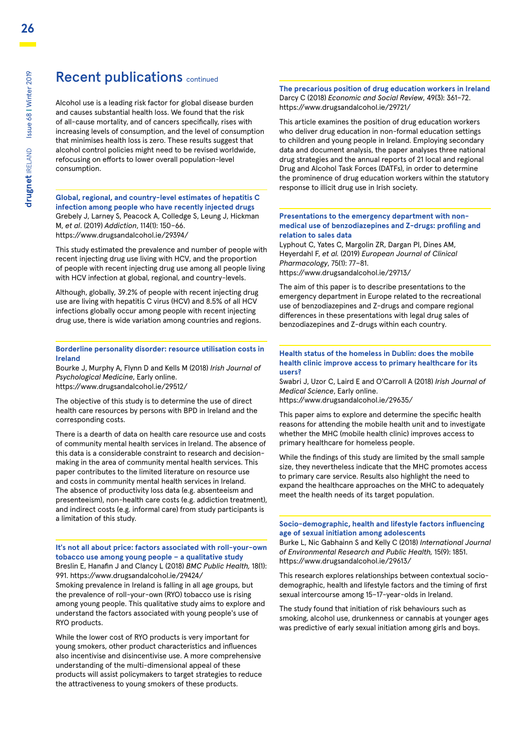## Recent publications continued

Alcohol use is a leading risk factor for global disease burden and causes substantial health loss. We found that the risk of all-cause mortality, and of cancers specifically, rises with increasing levels of consumption, and the level of consumption that minimises health loss is zero. These results suggest that alcohol control policies might need to be revised worldwide, refocusing on efforts to lower overall population-level consumption.

### Global, regional, and country-level estimates of hepatitis C infection among people who have recently injected drugs

Grebely J, Larney S, Peacock A, Colledge S, Leung J, Hickman M, *et al*. (2019) *Addiction*, 114(1): 150–66.
https://www.drugsandalcohol.ie/29394/

This study estimated the prevalence and number of people with recent injecting drug use living with HCV, and the proportion of people with recent injecting drug use among all people living with HCV infection at global, regional, and country-levels.

Although, globally, 39.2% of people with recent injecting drug use are living with hepatitis C virus (HCV) and 8.5% of all HCV infections globally occur among people with recent injecting drug use, there is wide variation among countries and regions.

### Borderline personality disorder: resource utilisation costs in Ireland

Bourke J, Murphy A, Flynn D and Kells M (2018) *Irish Journal of Psychological Medicine*, Early online.
https://www.drugsandalcohol.ie/29512/

The objective of this study is to determine the use of direct health care resources by persons with BPD in Ireland and the corresponding costs.

There is a dearth of data on health care resource use and costs of community mental health services in Ireland. The absence of this data is a considerable constraint to research and decision-making in the area of community mental health services. This paper contributes to the limited literature on resource use and costs in community mental health services in Ireland. The absence of productivity loss data (e.g. absenteeism and presenteeism), non-health care costs (e.g. addiction treatment), and indirect costs (e.g. informal care) from study participants is a limitation of this study.

### It's not all about price: factors associated with roll-your-own tobacco use among young people – a qualitative study

Breslin E, Hanafin J and Clancy L (2018) *BMC Public Health,* 18(1): 991. https://www.drugsandalcohol.ie/29424/

Smoking prevalence in Ireland is falling in all age groups, but the prevalence of roll-your-own (RYO) tobacco use is rising among young people. This qualitative study aims to explore and understand the factors associated with young people's use of RYO products.

While the lower cost of RYO products is very important for young smokers, other product characteristics and influences also incentivise and disincentivise use. A more comprehensive understanding of the multi-dimensional appeal of these products will assist policymakers to target strategies to reduce the attractiveness to young smokers of these products.

### The precarious position of drug education workers in Ireland

Darcy C (2018) *Economic and Social Review*, 49(3): 361–72.
https://www.drugsandalcohol.ie/29721/

This article examines the position of drug education workers who deliver drug education in non-formal education settings to children and young people in Ireland. Employing secondary data and document analysis, the paper analyses three national drug strategies and the annual reports of 21 local and regional Drug and Alcohol Task Forces (DATFs), in order to determine the prominence of drug education workers within the statutory response to illicit drug use in Irish society.

### Presentations to the emergency department with non-medical use of benzodiazepines and Z-drugs: profiling and relation to sales data

Lyphout C, Yates C, Margolin ZR, Dargan PI, Dines AM, Heyerdahl F, *et al.* (2019) *European Journal of Clinical Pharmacology*, 75(1): 77–81.
https://www.drugsandalcohol.ie/29713/

The aim of this paper is to describe presentations to the emergency department in Europe related to the recreational use of benzodiazepines and Z-drugs and compare regional differences in these presentations with legal drug sales of benzodiazepines and Z-drugs within each country.

### Health status of the homeless in Dublin: does the mobile health clinic improve access to primary healthcare for its users?

Swabri J, Uzor C, Laird E and O'Carroll A (2018) *Irish Journal of Medical Science*, Early online.
https://www.drugsandalcohol.ie/29635/

This paper aims to explore and determine the specific health reasons for attending the mobile health unit and to investigate whether the MHC (mobile health clinic) improves access to primary healthcare for homeless people.

While the findings of this study are limited by the small sample size, they nevertheless indicate that the MHC promotes access to primary care service. Results also highlight the need to expand the healthcare approaches on the MHC to adequately meet the health needs of its target population.

### Socio-demographic, health and lifestyle factors influencing age of sexual initiation among adolescents

Burke L, Nic Gabhainn S and Kelly C (2018) *International Journal of Environmental Research and Public Health,* 15(9): 1851.
https://www.drugsandalcohol.ie/29613/

This research explores relationships between contextual socio-demographic, health and lifestyle factors and the timing of first sexual intercourse among 15–17-year-olds in Ireland.

The study found that initiation of risk behaviours such as smoking, alcohol use, drunkenness or cannabis at younger ages was predictive of early sexual initiation among girls and boys.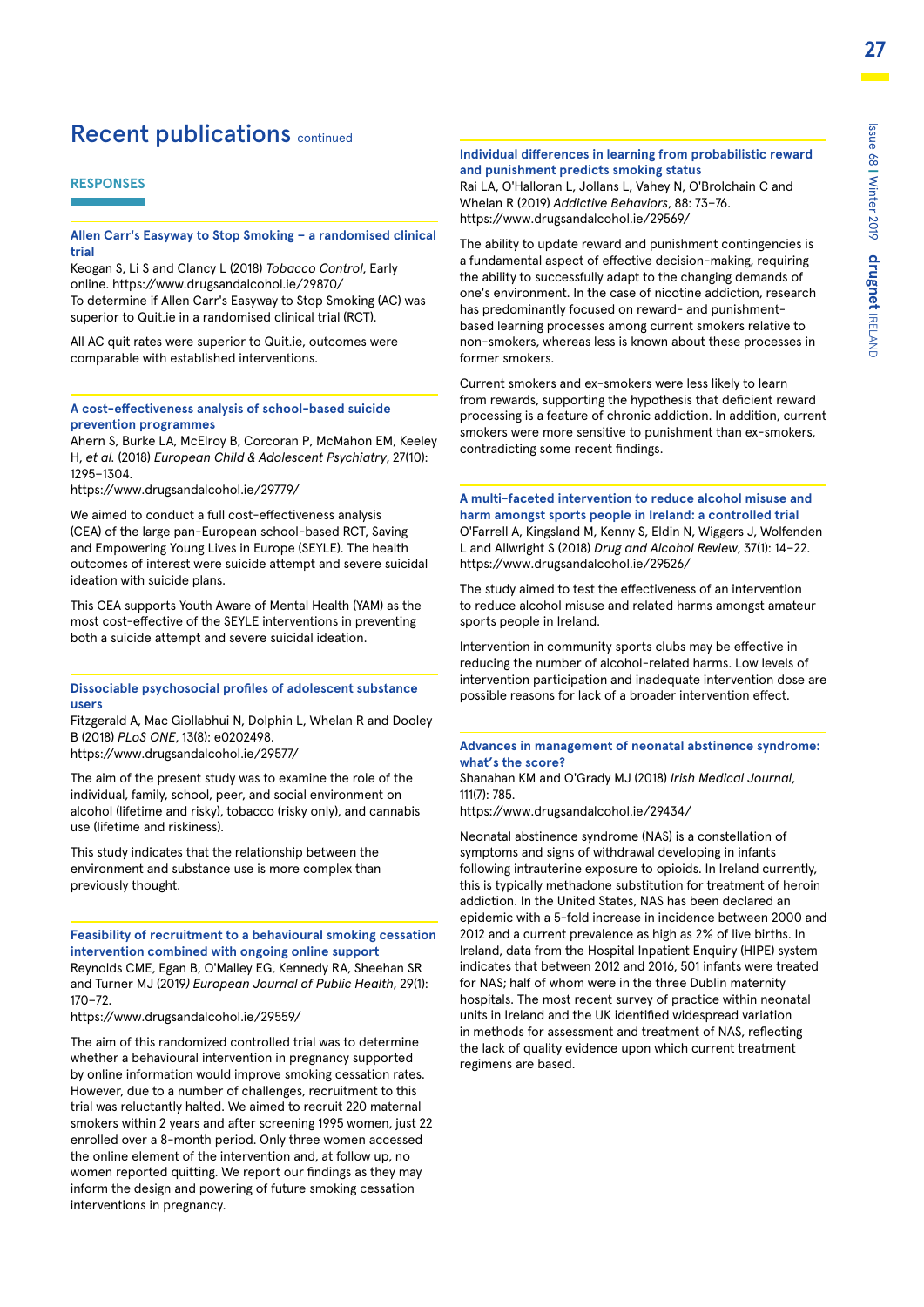# Recent publications continued

## RESPONSES

### Allen Carr's Easyway to Stop Smoking – a randomised clinical trial

Keogan S, Li S and Clancy L (2018) *Tobacco Control*, Early online. https://www.drugsandalcohol.ie/29870/

To determine if Allen Carr's Easyway to Stop Smoking (AC) was superior to Quit.ie in a randomised clinical trial (RCT).

All AC quit rates were superior to Quit.ie, outcomes were comparable with established interventions.

### A cost-effectiveness analysis of school-based suicide prevention programmes

Ahern S, Burke LA, McElroy B, Corcoran P, McMahon EM, Keeley H, *et al.* (2018) *European Child & Adolescent Psychiatry*, 27(10): 1295–1304.
https://www.drugsandalcohol.ie/29779/

We aimed to conduct a full cost-effectiveness analysis (CEA) of the large pan-European school-based RCT, Saving and Empowering Young Lives in Europe (SEYLE). The health outcomes of interest were suicide attempt and severe suicidal ideation with suicide plans.

This CEA supports Youth Aware of Mental Health (YAM) as the most cost-effective of the SEYLE interventions in preventing both a suicide attempt and severe suicidal ideation.

### Dissociable psychosocial profiles of adolescent substance users

Fitzgerald A, Mac Giollabhui N, Dolphin L, Whelan R and Dooley B (2018) *PLoS ONE*, 13(8): e0202498.
https://www.drugsandalcohol.ie/29577/

The aim of the present study was to examine the role of the individual, family, school, peer, and social environment on alcohol (lifetime and risky), tobacco (risky only), and cannabis use (lifetime and riskiness).

This study indicates that the relationship between the environment and substance use is more complex than previously thought.

### Feasibility of recruitment to a behavioural smoking cessation intervention combined with ongoing online support

Reynolds CME, Egan B, O'Malley EG, Kennedy RA, Sheehan SR and Turner MJ (2019*) European Journal of Public Health*, 29(1): 170–72.
https://www.drugsandalcohol.ie/29559/

The aim of this randomized controlled trial was to determine whether a behavioural intervention in pregnancy supported by online information would improve smoking cessation rates. However, due to a number of challenges, recruitment to this trial was reluctantly halted. We aimed to recruit 220 maternal smokers within 2 years and after screening 1995 women, just 22 enrolled over a 8-month period. Only three women accessed the online element of the intervention and, at follow up, no women reported quitting. We report our findings as they may inform the design and powering of future smoking cessation interventions in pregnancy.

### Individual differences in learning from probabilistic reward and punishment predicts smoking status

Rai LA, O'Halloran L, Jollans L, Vahey N, O'Brolchain C and Whelan R (2019) *Addictive Behaviors*, 88: 73–76.
https://www.drugsandalcohol.ie/29569/

The ability to update reward and punishment contingencies is a fundamental aspect of effective decision-making, requiring the ability to successfully adapt to the changing demands of one's environment. In the case of nicotine addiction, research has predominantly focused on reward- and punishment-based learning processes among current smokers relative to non-smokers, whereas less is known about these processes in former smokers.

Current smokers and ex-smokers were less likely to learn from rewards, supporting the hypothesis that deficient reward processing is a feature of chronic addiction. In addition, current smokers were more sensitive to punishment than ex-smokers, contradicting some recent findings.

### A multi-faceted intervention to reduce alcohol misuse and harm amongst sports people in Ireland: a controlled trial

O'Farrell A, Kingsland M, Kenny S, Eldin N, Wiggers J, Wolfenden L and Allwright S (2018) *Drug and Alcohol Review*, 37(1): 14–22.
https://www.drugsandalcohol.ie/29526/

The study aimed to test the effectiveness of an intervention to reduce alcohol misuse and related harms amongst amateur sports people in Ireland.

Intervention in community sports clubs may be effective in reducing the number of alcohol-related harms. Low levels of intervention participation and inadequate intervention dose are possible reasons for lack of a broader intervention effect.

### Advances in management of neonatal abstinence syndrome: what's the score?

Shanahan KM and O'Grady MJ (2018) *Irish Medical Journal*, 111(7): 785.
https://www.drugsandalcohol.ie/29434/

Neonatal abstinence syndrome (NAS) is a constellation of symptoms and signs of withdrawal developing in infants following intrauterine exposure to opioids. In Ireland currently, this is typically methadone substitution for treatment of heroin addiction. In the United States, NAS has been declared an epidemic with a 5-fold increase in incidence between 2000 and 2012 and a current prevalence as high as 2% of live births. In Ireland, data from the Hospital Inpatient Enquiry (HIPE) system indicates that between 2012 and 2016, 501 infants were treated for NAS; half of whom were in the three Dublin maternity hospitals. The most recent survey of practice within neonatal units in Ireland and the UK identified widespread variation in methods for assessment and treatment of NAS, reflecting the lack of quality evidence upon which current treatment regimens are based.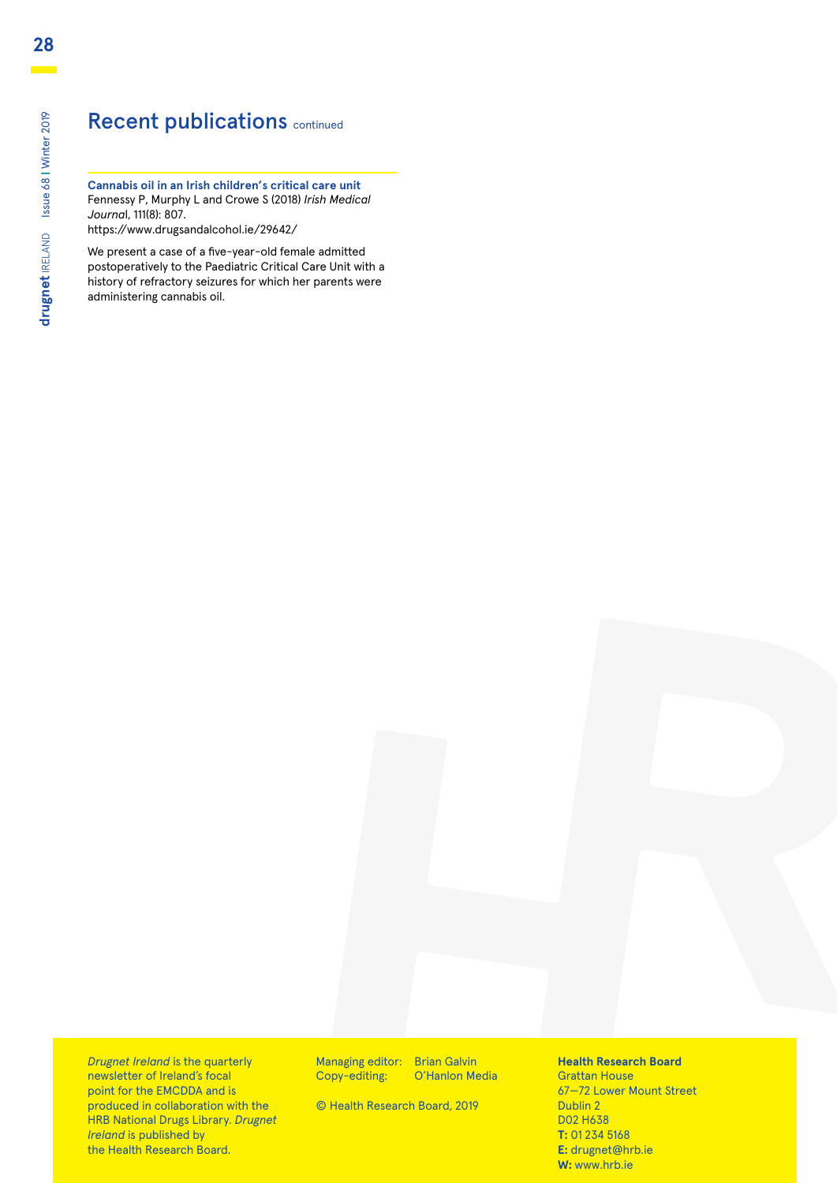# Recent publications continued

**Cannabis oil in an Irish children's critical care unit**
Fennessy P, Murphy L and Crowe S (2018) *Irish Medical Journal*, 111(8): 807.
https://www.drugsandalcohol.ie/29642/

We present a case of a five-year-old female admitted postoperatively to the Paediatric Critical Care Unit with a history of refractory seizures for which her parents were administering cannabis oil.

*Drugnet Ireland* is the quarterly newsletter of Ireland's focal point for the EMCDDA and is produced in collaboration with the HRB National Drugs Library. *Drugnet Ireland* is published by the Health Research Board.

Managing editor: Brian Galvin
Copy-editing: O'Hanlon Media

© Health Research Board, 2019

**Health Research Board**
Grattan House
67–72 Lower Mount Street
Dublin 2
D02 H638
**T:** 01 234 5168
**E:** drugnet@hrb.ie
**W:** www.hrb.ie